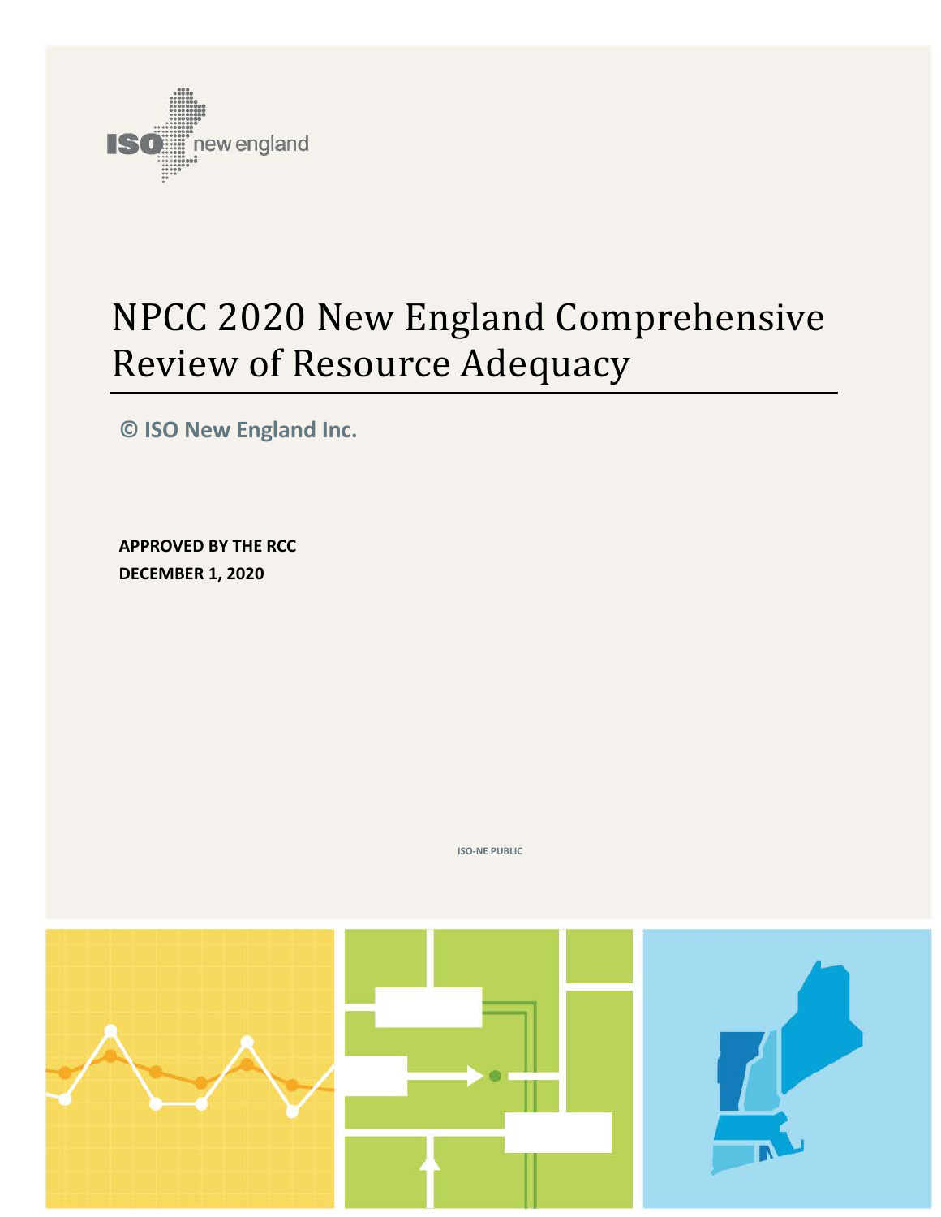ISO new england

# NPCC 2020 New England Comprehensive Review of Resource Adequacy

**© ISO New England Inc.**

**APPROVED BY THE RCC**
**DECEMBER 1, 2020**

ISO-NE PUBLIC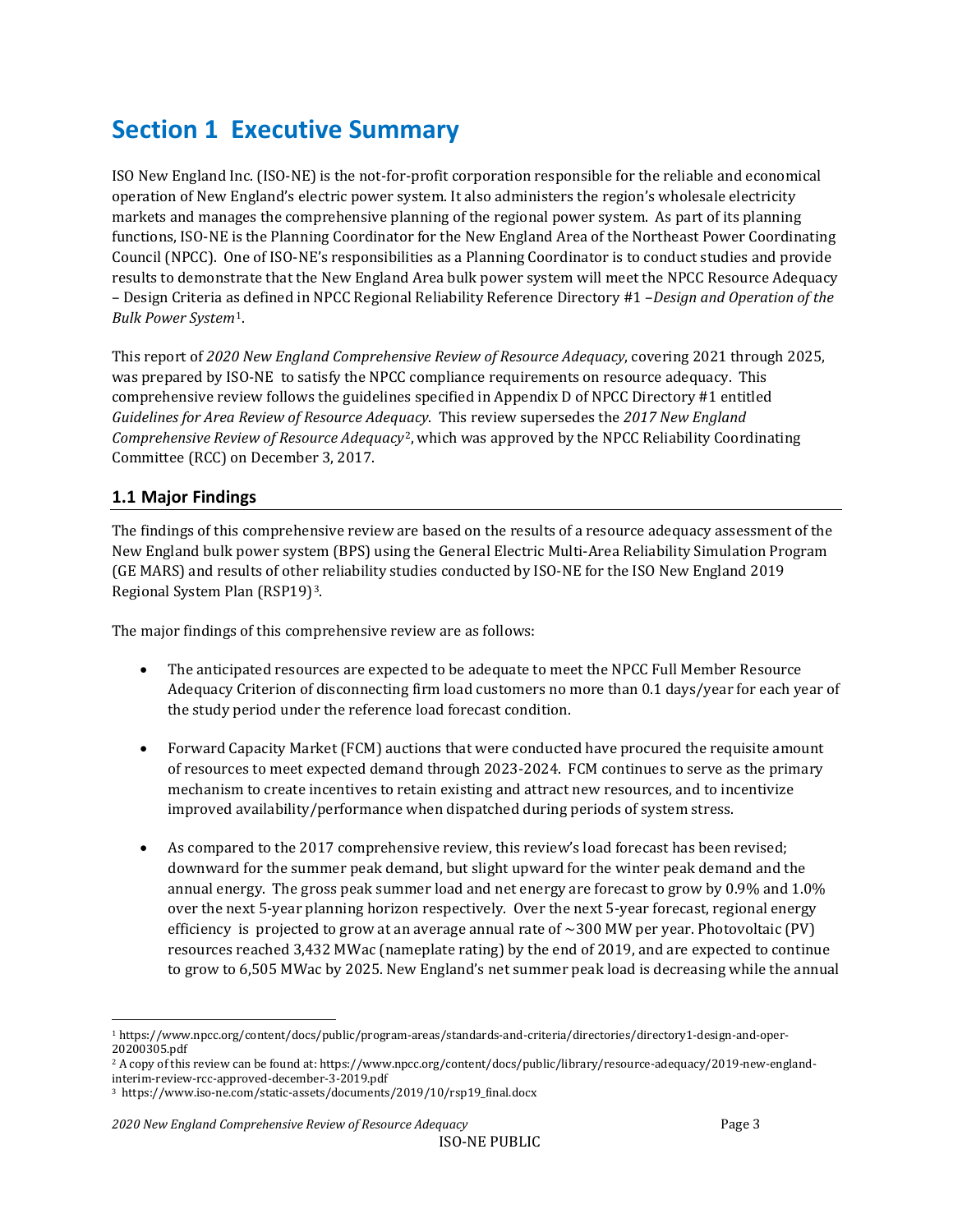# Section 1 Executive Summary

ISO New England Inc. (ISO-NE) is the not-for-profit corporation responsible for the reliable and economical operation of New England's electric power system. It also administers the region's wholesale electricity markets and manages the comprehensive planning of the regional power system. As part of its planning functions, ISO-NE is the Planning Coordinator for the New England Area of the Northeast Power Coordinating Council (NPCC). One of ISO-NE's responsibilities as a Planning Coordinator is to conduct studies and provide results to demonstrate that the New England Area bulk power system will meet the NPCC Resource Adequacy – Design Criteria as defined in NPCC Regional Reliability Reference Directory #1 –*Design and Operation of the Bulk Power System*[1].

This report of *2020 New England Comprehensive Review of Resource Adequacy*, covering 2021 through 2025, was prepared by ISO-NE to satisfy the NPCC compliance requirements on resource adequacy. This comprehensive review follows the guidelines specified in Appendix D of NPCC Directory #1 entitled *Guidelines for Area Review of Resource Adequacy*. This review supersedes the *2017 New England Comprehensive Review of Resource Adequacy*[2], which was approved by the NPCC Reliability Coordinating Committee (RCC) on December 3, 2017.

## 1.1 Major Findings

The findings of this comprehensive review are based on the results of a resource adequacy assessment of the New England bulk power system (BPS) using the General Electric Multi-Area Reliability Simulation Program (GE MARS) and results of other reliability studies conducted by ISO-NE for the ISO New England 2019 Regional System Plan (RSP19)[3].

The major findings of this comprehensive review are as follows:

- The anticipated resources are expected to be adequate to meet the NPCC Full Member Resource Adequacy Criterion of disconnecting firm load customers no more than 0.1 days/year for each year of the study period under the reference load forecast condition.
- Forward Capacity Market (FCM) auctions that were conducted have procured the requisite amount of resources to meet expected demand through 2023-2024. FCM continues to serve as the primary mechanism to create incentives to retain existing and attract new resources, and to incentivize improved availability/performance when dispatched during periods of system stress.
- As compared to the 2017 comprehensive review, this review's load forecast has been revised; downward for the summer peak demand, but slight upward for the winter peak demand and the annual energy. The gross peak summer load and net energy are forecast to grow by 0.9% and 1.0% over the next 5-year planning horizon respectively. Over the next 5-year forecast, regional energy efficiency is projected to grow at an average annual rate of ~300 MW per year. Photovoltaic (PV) resources reached 3,432 MWac (nameplate rating) by the end of 2019, and are expected to continue to grow to 6,505 MWac by 2025. New England's net summer peak load is decreasing while the annual

[1] https://www.npcc.org/content/docs/public/program-areas/standards-and-criteria/directories/directory1-design-and-oper-20200305.pdf

[2] A copy of this review can be found at: https://www.npcc.org/content/docs/public/library/resource-adequacy/2019-new-england-interim-review-rcc-approved-december-3-2019.pdf

[3] https://www.iso-ne.com/static-assets/documents/2019/10/rsp19_final.docx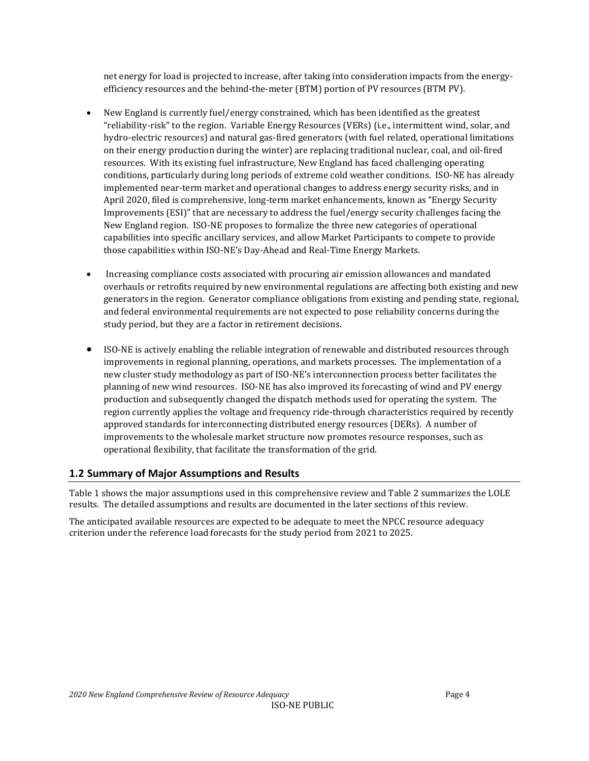net energy for load is projected to increase, after taking into consideration impacts from the energy-efficiency resources and the behind-the-meter (BTM) portion of PV resources (BTM PV).

- New England is currently fuel/energy constrained, which has been identified as the greatest "reliability-risk" to the region. Variable Energy Resources (VERs) (i.e., intermittent wind, solar, and hydro-electric resources) and natural gas-fired generators (with fuel related, operational limitations on their energy production during the winter) are replacing traditional nuclear, coal, and oil-fired resources. With its existing fuel infrastructure, New England has faced challenging operating conditions, particularly during long periods of extreme cold weather conditions. ISO-NE has already implemented near-term market and operational changes to address energy security risks, and in April 2020, filed is comprehensive, long-term market enhancements, known as "Energy Security Improvements (ESI)" that are necessary to address the fuel/energy security challenges facing the New England region. ISO-NE proposes to formalize the three new categories of operational capabilities into specific ancillary services, and allow Market Participants to compete to provide those capabilities within ISO-NE's Day-Ahead and Real-Time Energy Markets.

- Increasing compliance costs associated with procuring air emission allowances and mandated overhauls or retrofits required by new environmental regulations are affecting both existing and new generators in the region. Generator compliance obligations from existing and pending state, regional, and federal environmental requirements are not expected to pose reliability concerns during the study period, but they are a factor in retirement decisions.

- ISO-NE is actively enabling the reliable integration of renewable and distributed resources through improvements in regional planning, operations, and markets processes. The implementation of a new cluster study methodology as part of ISO-NE's interconnection process better facilitates the planning of new wind resources. ISO-NE has also improved its forecasting of wind and PV energy production and subsequently changed the dispatch methods used for operating the system. The region currently applies the voltage and frequency ride-through characteristics required by recently approved standards for interconnecting distributed energy resources (DERs). A number of improvements to the wholesale market structure now promotes resource responses, such as operational flexibility, that facilitate the transformation of the grid.

## 1.2 Summary of Major Assumptions and Results

Table 1 shows the major assumptions used in this comprehensive review and Table 2 summarizes the LOLE results. The detailed assumptions and results are documented in the later sections of this review.

The anticipated available resources are expected to be adequate to meet the NPCC resource adequacy criterion under the reference load forecasts for the study period from 2021 to 2025.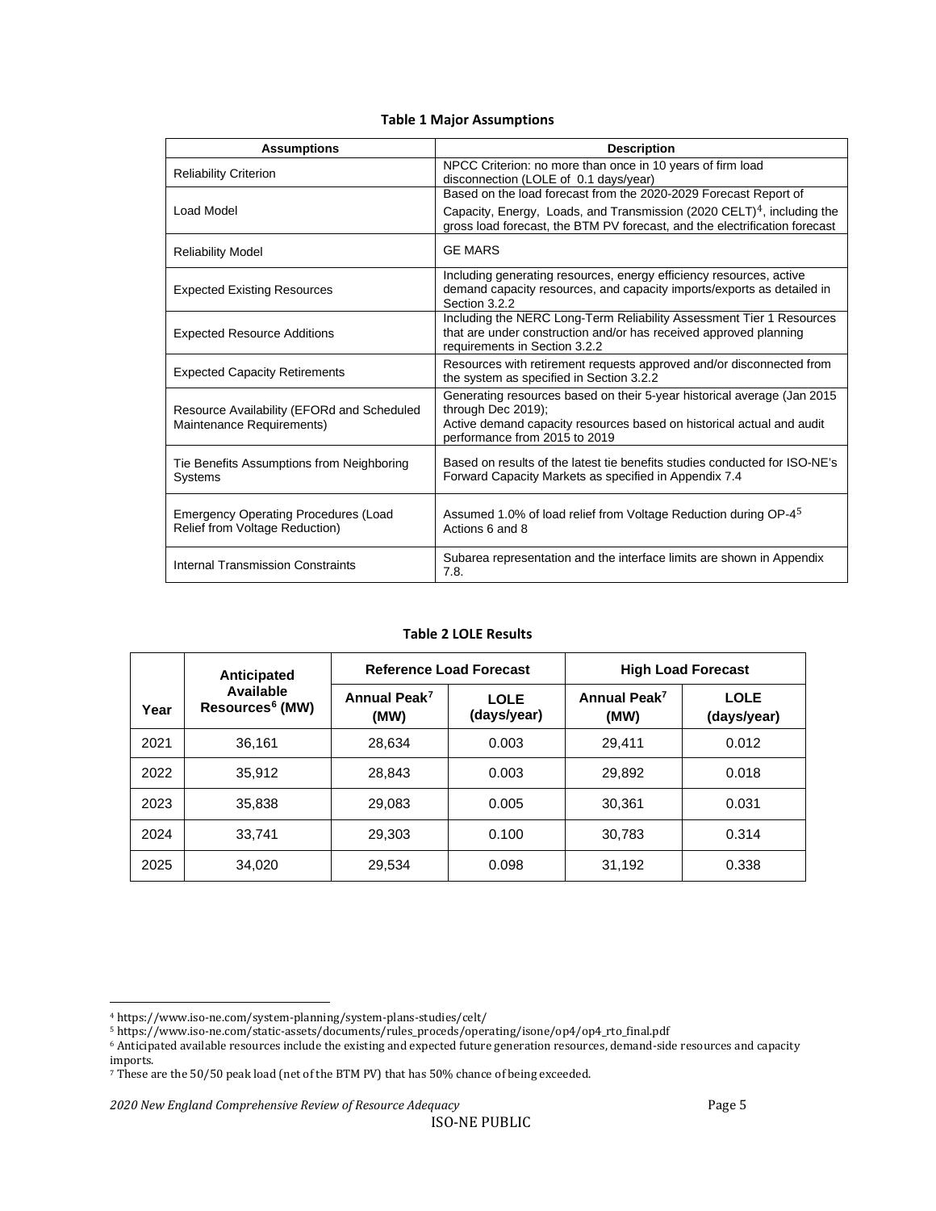**Table 1 Major Assumptions**

| Assumptions | Description |
|---|---|
| Reliability Criterion | NPCC Criterion: no more than once in 10 years of firm load disconnection (LOLE of 0.1 days/year) |
| Load Model | Based on the load forecast from the 2020-2029 Forecast Report of Capacity, Energy, Loads, and Transmission (2020 CELT)[4], including the gross load forecast, the BTM PV forecast, and the electrification forecast |
| Reliability Model | GE MARS |
| Expected Existing Resources | Including generating resources, energy efficiency resources, active demand capacity resources, and capacity imports/exports as detailed in Section 3.2.2 |
| Expected Resource Additions | Including the NERC Long-Term Reliability Assessment Tier 1 Resources that are under construction and/or has received approved planning requirements in Section 3.2.2 |
| Expected Capacity Retirements | Resources with retirement requests approved and/or disconnected from the system as specified in Section 3.2.2 |
| Resource Availability (EFORd and Scheduled Maintenance Requirements) | Generating resources based on their 5-year historical average (Jan 2015 through Dec 2019); Active demand capacity resources based on historical actual and audit performance from 2015 to 2019 |
| Tie Benefits Assumptions from Neighboring Systems | Based on results of the latest tie benefits studies conducted for ISO-NE's Forward Capacity Markets as specified in Appendix 7.4 |
| Emergency Operating Procedures (Load Relief from Voltage Reduction) | Assumed 1.0% of load relief from Voltage Reduction during OP-4[5] Actions 6 and 8 |
| Internal Transmission Constraints | Subarea representation and the interface limits are shown in Appendix 7.8. |

**Table 2 LOLE Results**

| Year | Anticipated Available Resources[6] (MW) | Reference Load Forecast | | High Load Forecast | |
|---|---|---|---|---|---|
| | | Annual Peak[7] (MW) | LOLE (days/year) | Annual Peak[7] (MW) | LOLE (days/year) |
| 2021 | 36,161 | 28,634 | 0.003 | 29,411 | 0.012 |
| 2022 | 35,912 | 28,843 | 0.003 | 29,892 | 0.018 |
| 2023 | 35,838 | 29,083 | 0.005 | 30,361 | 0.031 |
| 2024 | 33,741 | 29,303 | 0.100 | 30,783 | 0.314 |
| 2025 | 34,020 | 29,534 | 0.098 | 31,192 | 0.338 |

[4] https://www.iso-ne.com/system-planning/system-plans-studies/celt/

[5] https://www.iso-ne.com/static-assets/documents/rules_proceds/operating/isone/op4/op4_rto_final.pdf

[6] Anticipated available resources include the existing and expected future generation resources, demand-side resources and capacity imports.

[7] These are the 50/50 peak load (net of the BTM PV) that has 50% chance of being exceeded.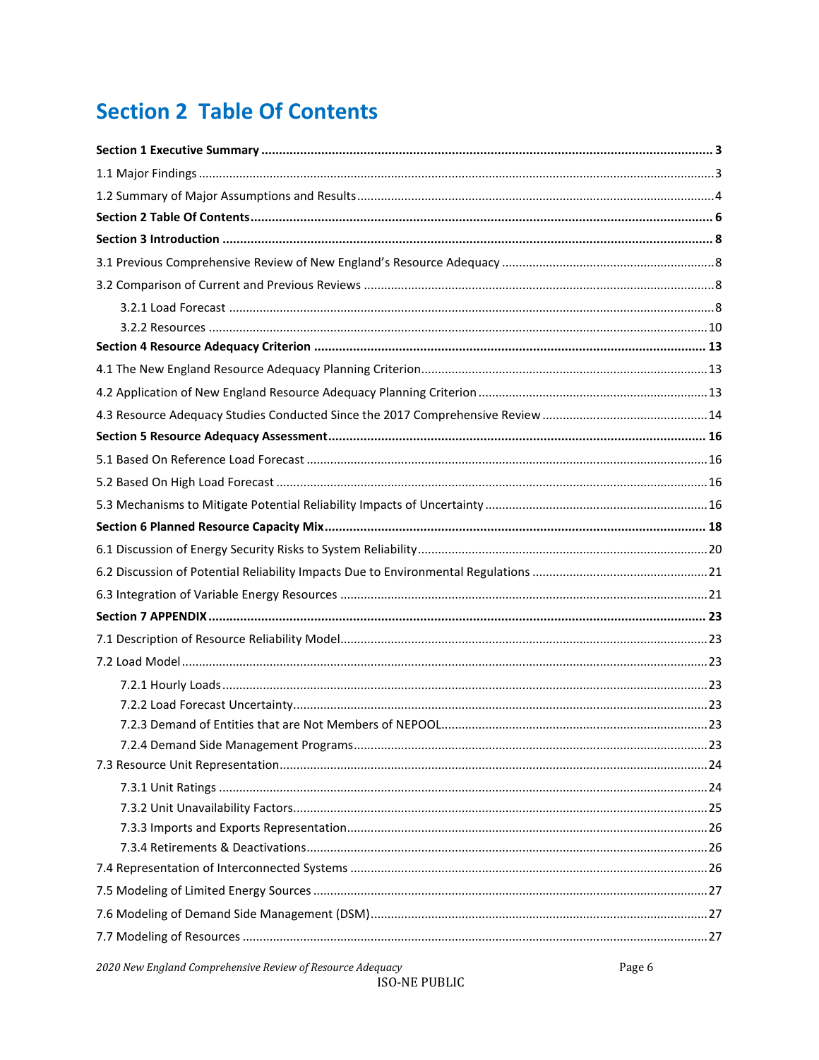# Section 2 Table Of Contents

**Section 1 Executive Summary** ..... **3**

1.1 Major Findings ..... 3

1.2 Summary of Major Assumptions and Results ..... 4

**Section 2 Table Of Contents** ..... **6**

**Section 3 Introduction** ..... **8**

3.1 Previous Comprehensive Review of New England's Resource Adequacy ..... 8

3.2 Comparison of Current and Previous Reviews ..... 8

- 3.2.1 Load Forecast ..... 8
- 3.2.2 Resources ..... 10

**Section 4 Resource Adequacy Criterion** ..... **13**

4.1 The New England Resource Adequacy Planning Criterion ..... 13

4.2 Application of New England Resource Adequacy Planning Criterion ..... 13

4.3 Resource Adequacy Studies Conducted Since the 2017 Comprehensive Review ..... 14

**Section 5 Resource Adequacy Assessment** ..... **16**

5.1 Based On Reference Load Forecast ..... 16

5.2 Based On High Load Forecast ..... 16

5.3 Mechanisms to Mitigate Potential Reliability Impacts of Uncertainty ..... 16

**Section 6 Planned Resource Capacity Mix** ..... **18**

6.1 Discussion of Energy Security Risks to System Reliability ..... 20

6.2 Discussion of Potential Reliability Impacts Due to Environmental Regulations ..... 21

6.3 Integration of Variable Energy Resources ..... 21

**Section 7 APPENDIX** ..... **23**

7.1 Description of Resource Reliability Model ..... 23

7.2 Load Model ..... 23

- 7.2.1 Hourly Loads ..... 23
- 7.2.2 Load Forecast Uncertainty ..... 23
- 7.2.3 Demand of Entities that are Not Members of NEPOOL ..... 23
- 7.2.4 Demand Side Management Programs ..... 23

7.3 Resource Unit Representation ..... 24

- 7.3.1 Unit Ratings ..... 24
- 7.3.2 Unit Unavailability Factors ..... 25
- 7.3.3 Imports and Exports Representation ..... 26
- 7.3.4 Retirements & Deactivations ..... 26

7.4 Representation of Interconnected Systems ..... 26

7.5 Modeling of Limited Energy Sources ..... 27

7.6 Modeling of Demand Side Management (DSM) ..... 27

7.7 Modeling of Resources ..... 27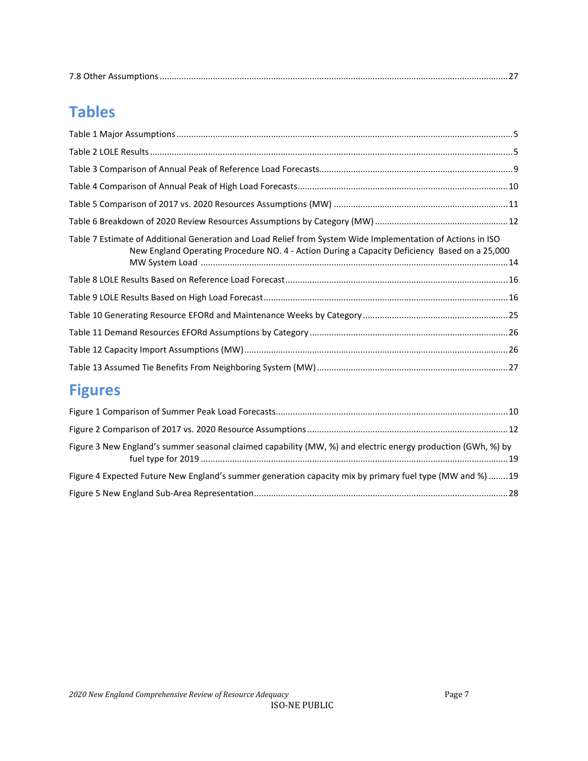7.8 Other Assumptions ..... 27

# Tables

Table 1 Major Assumptions ..... 5

Table 2 LOLE Results ..... 5

Table 3 Comparison of Annual Peak of Reference Load Forecasts ..... 9

Table 4 Comparison of Annual Peak of High Load Forecasts ..... 10

Table 5 Comparison of 2017 vs. 2020 Resources Assumptions (MW) ..... 11

Table 6 Breakdown of 2020 Review Resources Assumptions by Category (MW) ..... 12

Table 7 Estimate of Additional Generation and Load Relief from System Wide Implementation of Actions in ISO New England Operating Procedure NO. 4 - Action During a Capacity Deficiency Based on a 25,000 MW System Load ..... 14

Table 8 LOLE Results Based on Reference Load Forecast ..... 16

Table 9 LOLE Results Based on High Load Forecast ..... 16

Table 10 Generating Resource EFORd and Maintenance Weeks by Category ..... 25

Table 11 Demand Resources EFORd Assumptions by Category ..... 26

Table 12 Capacity Import Assumptions (MW) ..... 26

Table 13 Assumed Tie Benefits From Neighboring System (MW) ..... 27

# Figures

Figure 1 Comparison of Summer Peak Load Forecasts ..... 10

Figure 2 Comparison of 2017 vs. 2020 Resource Assumptions ..... 12

Figure 3 New England's summer seasonal claimed capability (MW, %) and electric energy production (GWh, %) by fuel type for 2019 ..... 19

Figure 4 Expected Future New England's summer generation capacity mix by primary fuel type (MW and %) ..... 19

Figure 5 New England Sub-Area Representation ..... 28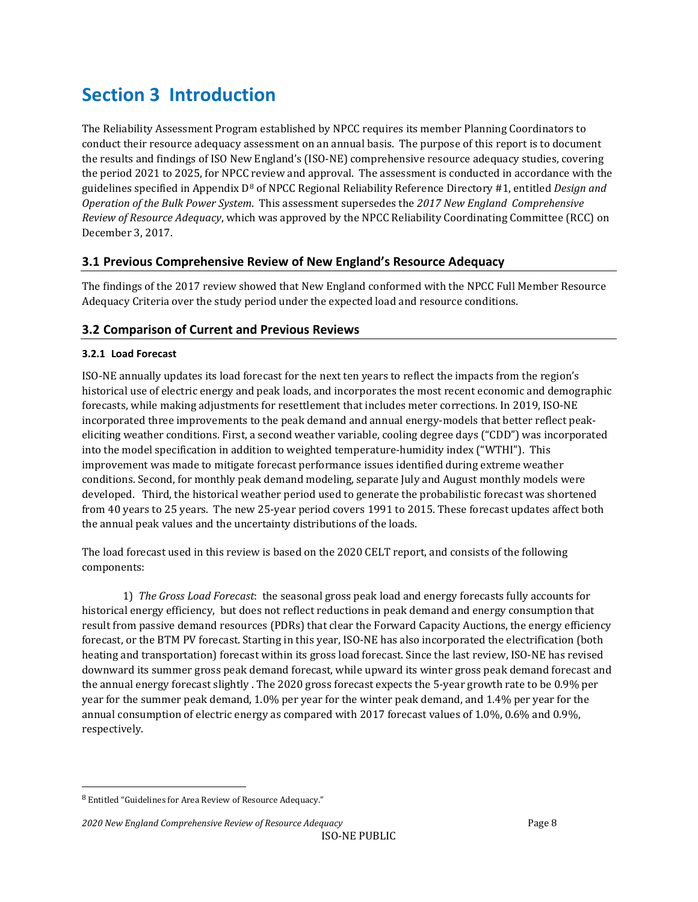# Section 3 Introduction

The Reliability Assessment Program established by NPCC requires its member Planning Coordinators to conduct their resource adequacy assessment on an annual basis. The purpose of this report is to document the results and findings of ISO New England's (ISO-NE) comprehensive resource adequacy studies, covering the period 2021 to 2025, for NPCC review and approval. The assessment is conducted in accordance with the guidelines specified in Appendix D[8] of NPCC Regional Reliability Reference Directory #1, entitled *Design and Operation of the Bulk Power System*. This assessment supersedes the *2017 New England Comprehensive Review of Resource Adequacy*, which was approved by the NPCC Reliability Coordinating Committee (RCC) on December 3, 2017.

## 3.1 Previous Comprehensive Review of New England's Resource Adequacy

The findings of the 2017 review showed that New England conformed with the NPCC Full Member Resource Adequacy Criteria over the study period under the expected load and resource conditions.

## 3.2 Comparison of Current and Previous Reviews

### 3.2.1 Load Forecast

ISO-NE annually updates its load forecast for the next ten years to reflect the impacts from the region's historical use of electric energy and peak loads, and incorporates the most recent economic and demographic forecasts, while making adjustments for resettlement that includes meter corrections. In 2019, ISO-NE incorporated three improvements to the peak demand and annual energy-models that better reflect peak-eliciting weather conditions. First, a second weather variable, cooling degree days ("CDD") was incorporated into the model specification in addition to weighted temperature-humidity index ("WTHI"). This improvement was made to mitigate forecast performance issues identified during extreme weather conditions. Second, for monthly peak demand modeling, separate July and August monthly models were developed. Third, the historical weather period used to generate the probabilistic forecast was shortened from 40 years to 25 years. The new 25-year period covers 1991 to 2015. These forecast updates affect both the annual peak values and the uncertainty distributions of the loads.

The load forecast used in this review is based on the 2020 CELT report, and consists of the following components:

1) *The Gross Load Forecast*: the seasonal gross peak load and energy forecasts fully accounts for historical energy efficiency, but does not reflect reductions in peak demand and energy consumption that result from passive demand resources (PDRs) that clear the Forward Capacity Auctions, the energy efficiency forecast, or the BTM PV forecast. Starting in this year, ISO-NE has also incorporated the electrification (both heating and transportation) forecast within its gross load forecast. Since the last review, ISO-NE has revised downward its summer gross peak demand forecast, while upward its winter gross peak demand forecast and the annual energy forecast slightly . The 2020 gross forecast expects the 5-year growth rate to be 0.9% per year for the summer peak demand, 1.0% per year for the winter peak demand, and 1.4% per year for the annual consumption of electric energy as compared with 2017 forecast values of 1.0%, 0.6% and 0.9%, respectively.

[8] Entitled "Guidelines for Area Review of Resource Adequacy."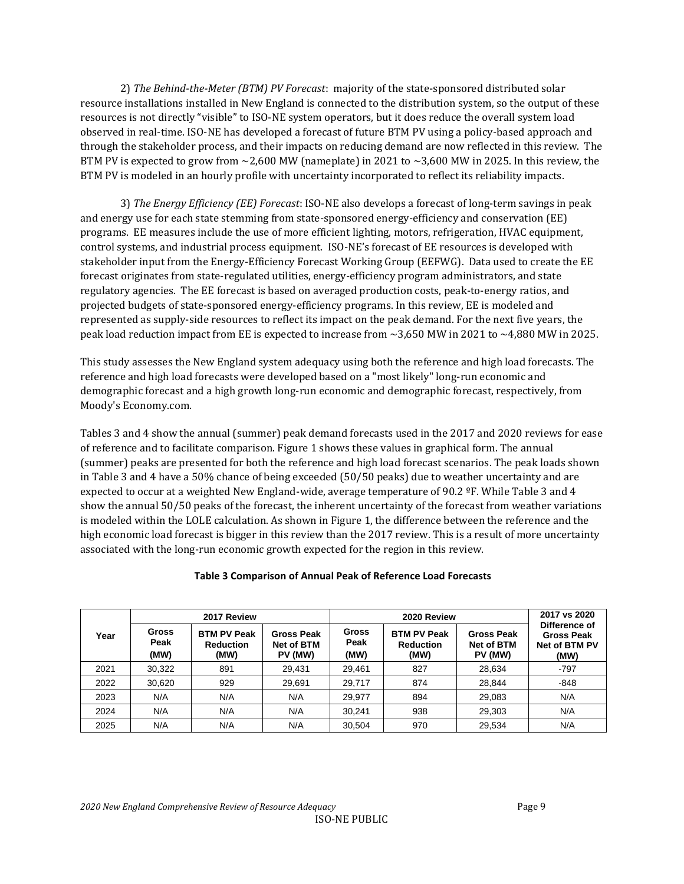2) *The Behind-the-Meter (BTM) PV Forecast*: majority of the state-sponsored distributed solar resource installations installed in New England is connected to the distribution system, so the output of these resources is not directly "visible" to ISO-NE system operators, but it does reduce the overall system load observed in real-time. ISO-NE has developed a forecast of future BTM PV using a policy-based approach and through the stakeholder process, and their impacts on reducing demand are now reflected in this review. The BTM PV is expected to grow from ~2,600 MW (nameplate) in 2021 to ~3,600 MW in 2025. In this review, the BTM PV is modeled in an hourly profile with uncertainty incorporated to reflect its reliability impacts.

3) *The Energy Efficiency (EE) Forecast*: ISO-NE also develops a forecast of long-term savings in peak and energy use for each state stemming from state-sponsored energy-efficiency and conservation (EE) programs. EE measures include the use of more efficient lighting, motors, refrigeration, HVAC equipment, control systems, and industrial process equipment. ISO-NE's forecast of EE resources is developed with stakeholder input from the Energy-Efficiency Forecast Working Group (EEFWG). Data used to create the EE forecast originates from state-regulated utilities, energy-efficiency program administrators, and state regulatory agencies. The EE forecast is based on averaged production costs, peak-to-energy ratios, and projected budgets of state-sponsored energy-efficiency programs. In this review, EE is modeled and represented as supply-side resources to reflect its impact on the peak demand. For the next five years, the peak load reduction impact from EE is expected to increase from ~3,650 MW in 2021 to ~4,880 MW in 2025.

This study assesses the New England system adequacy using both the reference and high load forecasts. The reference and high load forecasts were developed based on a "most likely" long-run economic and demographic forecast and a high growth long-run economic and demographic forecast, respectively, from Moody's Economy.com.

Tables 3 and 4 show the annual (summer) peak demand forecasts used in the 2017 and 2020 reviews for ease of reference and to facilitate comparison. Figure 1 shows these values in graphical form. The annual (summer) peaks are presented for both the reference and high load forecast scenarios. The peak loads shown in Table 3 and 4 have a 50% chance of being exceeded (50/50 peaks) due to weather uncertainty and are expected to occur at a weighted New England-wide, average temperature of 90.2 ºF. While Table 3 and 4 show the annual 50/50 peaks of the forecast, the inherent uncertainty of the forecast from weather variations is modeled within the LOLE calculation. As shown in Figure 1, the difference between the reference and the high economic load forecast is bigger in this review than the 2017 review. This is a result of more uncertainty associated with the long-run economic growth expected for the region in this review.

**Table 3 Comparison of Annual Peak of Reference Load Forecasts**

| Year | 2017 Review | | | 2020 Review | | | 2017 vs 2020 |
|---|---|---|---|---|---|---|---|
| | Gross Peak (MW) | BTM PV Peak Reduction (MW) | Gross Peak Net of BTM PV (MW) | Gross Peak (MW) | BTM PV Peak Reduction (MW) | Gross Peak Net of BTM PV (MW) | Difference of Gross Peak Net of BTM PV (MW) |
| 2021 | 30,322 | 891 | 29,431 | 29,461 | 827 | 28,634 | -797 |
| 2022 | 30,620 | 929 | 29,691 | 29,717 | 874 | 28,844 | -848 |
| 2023 | N/A | N/A | N/A | 29,977 | 894 | 29,083 | N/A |
| 2024 | N/A | N/A | N/A | 30,241 | 938 | 29,303 | N/A |
| 2025 | N/A | N/A | N/A | 30,504 | 970 | 29,534 | N/A |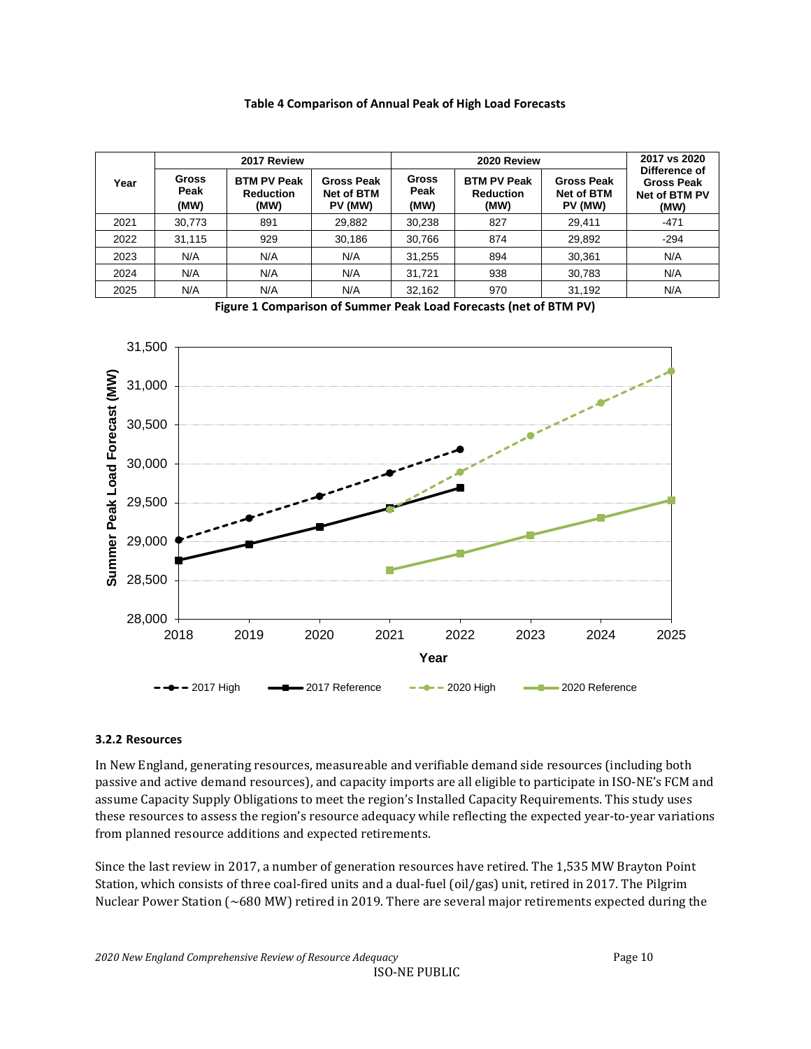**Table 4 Comparison of Annual Peak of High Load Forecasts**

| Year | 2017 Review | | | 2020 Review | | | 2017 vs 2020 |
|---|---|---|---|---|---|---|---|
| | Gross Peak (MW) | BTM PV Peak Reduction (MW) | Gross Peak Net of BTM PV (MW) | Gross Peak (MW) | BTM PV Peak Reduction (MW) | Gross Peak Net of BTM PV (MW) | Difference of Gross Peak Net of BTM PV (MW) |
| 2021 | 30,773 | 891 | 29,882 | 30,238 | 827 | 29,411 | -471 |
| 2022 | 31,115 | 929 | 30,186 | 30,766 | 874 | 29,892 | -294 |
| 2023 | N/A | N/A | N/A | 31,255 | 894 | 30,361 | N/A |
| 2024 | N/A | N/A | N/A | 31,721 | 938 | 30,783 | N/A |
| 2025 | N/A | N/A | N/A | 32,162 | 970 | 31,192 | N/A |

**Figure 1 Comparison of Summer Peak Load Forecasts (net of BTM PV)**

### 3.2.2 Resources

In New England, generating resources, measureable and verifiable demand side resources (including both passive and active demand resources), and capacity imports are all eligible to participate in ISO-NE's FCM and assume Capacity Supply Obligations to meet the region's Installed Capacity Requirements. This study uses these resources to assess the region's resource adequacy while reflecting the expected year-to-year variations from planned resource additions and expected retirements.

Since the last review in 2017, a number of generation resources have retired. The 1,535 MW Brayton Point Station, which consists of three coal-fired units and a dual-fuel (oil/gas) unit, retired in 2017. The Pilgrim Nuclear Power Station (~680 MW) retired in 2019. There are several major retirements expected during the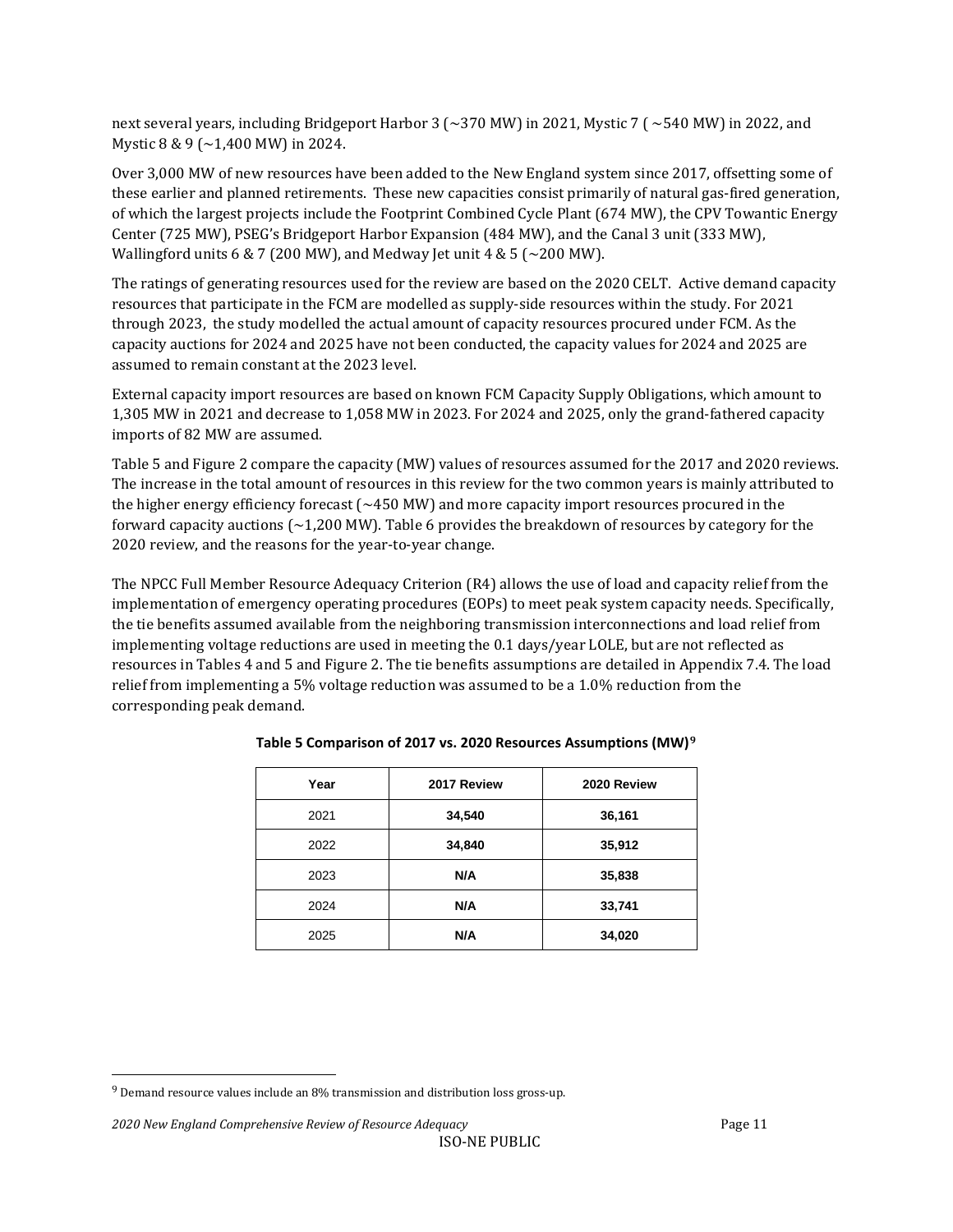next several years, including Bridgeport Harbor 3 (~370 MW) in 2021, Mystic 7 ( ~540 MW) in 2022, and Mystic 8 & 9 (~1,400 MW) in 2024.

Over 3,000 MW of new resources have been added to the New England system since 2017, offsetting some of these earlier and planned retirements. These new capacities consist primarily of natural gas-fired generation, of which the largest projects include the Footprint Combined Cycle Plant (674 MW), the CPV Towantic Energy Center (725 MW), PSEG's Bridgeport Harbor Expansion (484 MW), and the Canal 3 unit (333 MW), Wallingford units 6 & 7 (200 MW), and Medway Jet unit 4 & 5 (~200 MW).

The ratings of generating resources used for the review are based on the 2020 CELT. Active demand capacity resources that participate in the FCM are modelled as supply-side resources within the study. For 2021 through 2023, the study modelled the actual amount of capacity resources procured under FCM. As the capacity auctions for 2024 and 2025 have not been conducted, the capacity values for 2024 and 2025 are assumed to remain constant at the 2023 level.

External capacity import resources are based on known FCM Capacity Supply Obligations, which amount to 1,305 MW in 2021 and decrease to 1,058 MW in 2023. For 2024 and 2025, only the grand-fathered capacity imports of 82 MW are assumed.

Table 5 and Figure 2 compare the capacity (MW) values of resources assumed for the 2017 and 2020 reviews. The increase in the total amount of resources in this review for the two common years is mainly attributed to the higher energy efficiency forecast (~450 MW) and more capacity import resources procured in the forward capacity auctions (~1,200 MW). Table 6 provides the breakdown of resources by category for the 2020 review, and the reasons for the year-to-year change.

The NPCC Full Member Resource Adequacy Criterion (R4) allows the use of load and capacity relief from the implementation of emergency operating procedures (EOPs) to meet peak system capacity needs. Specifically, the tie benefits assumed available from the neighboring transmission interconnections and load relief from implementing voltage reductions are used in meeting the 0.1 days/year LOLE, but are not reflected as resources in Tables 4 and 5 and Figure 2. The tie benefits assumptions are detailed in Appendix 7.4. The load relief from implementing a 5% voltage reduction was assumed to be a 1.0% reduction from the corresponding peak demand.

**Table 5 Comparison of 2017 vs. 2020 Resources Assumptions (MW)[9]**

| Year | 2017 Review | 2020 Review |
|---|---|---|
| 2021 | **34,540** | **36,161** |
| 2022 | **34,840** | **35,912** |
| 2023 | **N/A** | **35,838** |
| 2024 | **N/A** | **33,741** |
| 2025 | **N/A** | **34,020** |

[9] Demand resource values include an 8% transmission and distribution loss gross-up.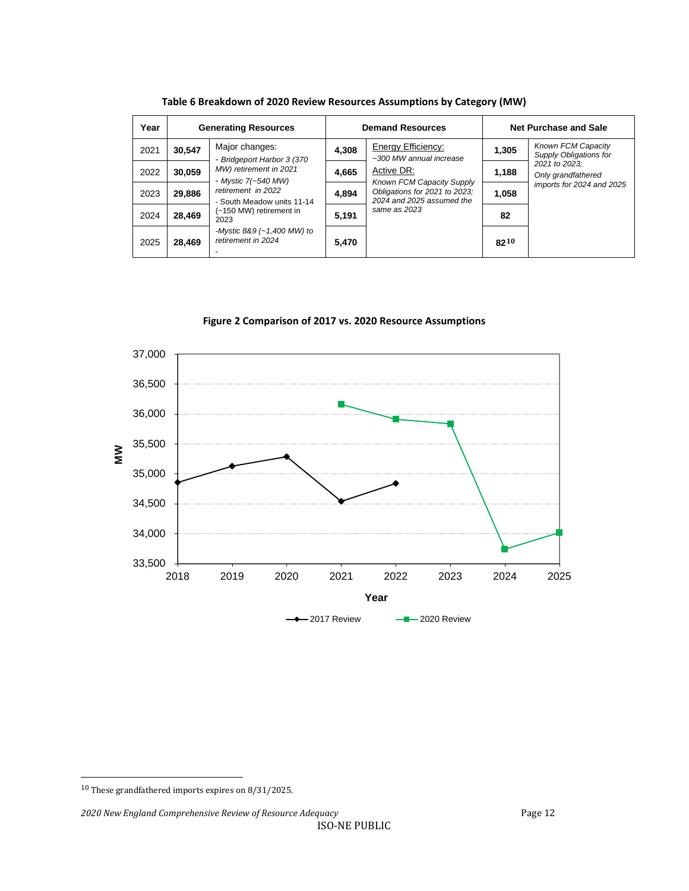**Table 6 Breakdown of 2020 Review Resources Assumptions by Category (MW)**

| Year | Generating Resources | | Demand Resources | | Net Purchase and Sale | |
|---|---|---|---|---|---|---|
| 2021 | 30,547 | Major changes:<br>- *Bridgeport Harbor 3 (370 MW) retirement in 2021*<br>- *Mystic 7(~540 MW) retirement in 2022*<br>- South Meadow units 11-14 (~150 MW) retirement in 2023<br>-*Mystic 8&9 (~1,400 MW) to retirement in 2024*<br>- | 4,308 | Energy Efficiency:<br>*~300 MW annual increase*<br>Active DR:<br>*Known FCM Capacity Supply Obligations for 2021 to 2023; 2024 and 2025 assumed the same as 2023* | 1,305 | *Known FCM Capacity Supply Obligations for 2021 to 2023;*<br>*Only grandfathered imports for 2024 and 2025* |
| 2022 | 30,059 | | 4,665 | | 1,188 | |
| 2023 | 29,886 | | 4,894 | | 1,058 | |
| 2024 | 28,469 | | 5,191 | | 82 | |
| 2025 | 28,469 | | 5,470 | | 82[10] | |

**Figure 2 Comparison of 2017 vs. 2020 Resource Assumptions**

| Year | 2017 Review (MW) | 2020 Review (MW) |
|---|---|---|
| 2018 | ~34,850 | |
| 2019 | ~35,130 | |
| 2020 | ~35,290 | |
| 2021 | ~34,540 | ~36,160 |
| 2022 | ~34,840 | ~35,910 |
| 2023 | | ~35,840 |
| 2024 | | ~33,740 |
| 2025 | | ~34,020 |

[10] These grandfathered imports expires on 8/31/2025.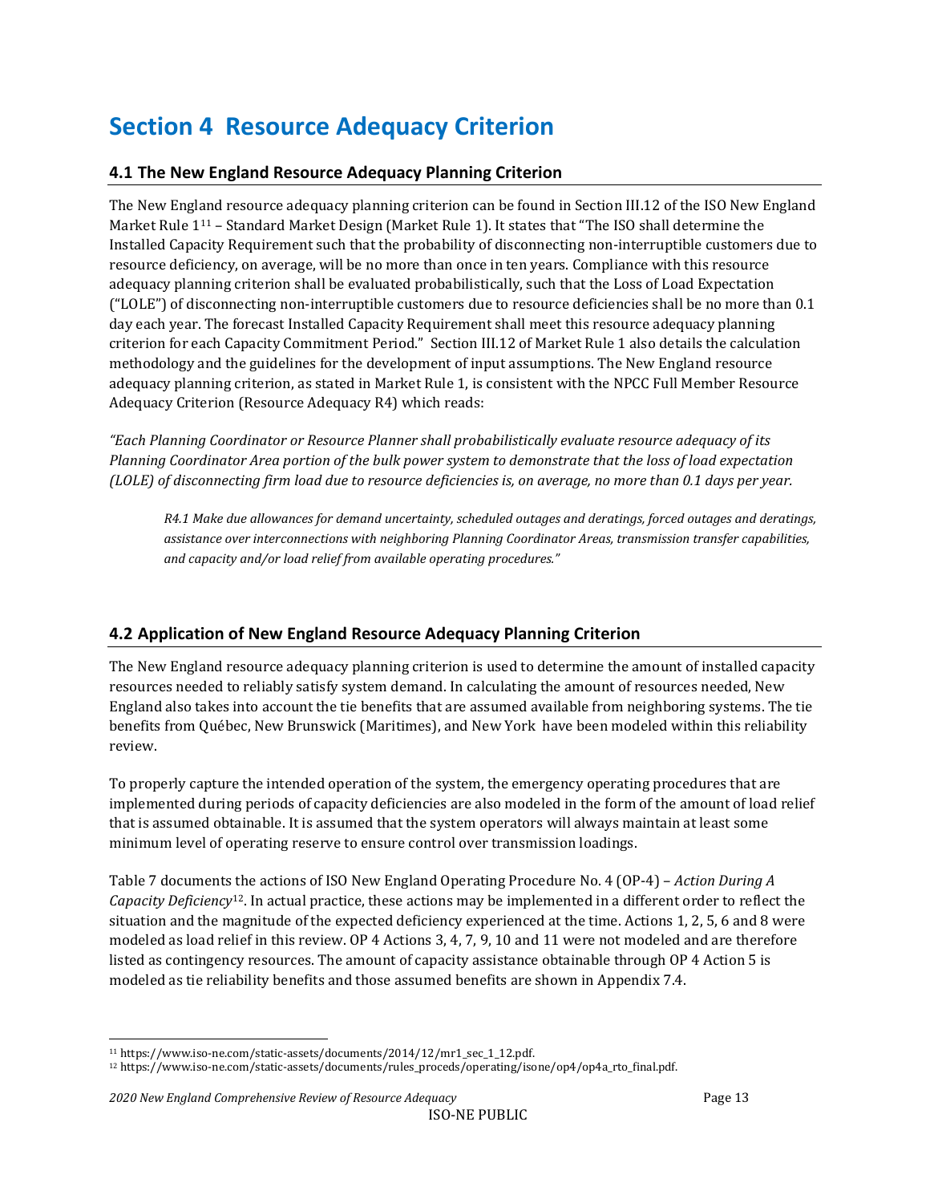# Section 4 Resource Adequacy Criterion

## 4.1 The New England Resource Adequacy Planning Criterion

The New England resource adequacy planning criterion can be found in Section III.12 of the ISO New England Market Rule 1[11] – Standard Market Design (Market Rule 1). It states that "The ISO shall determine the Installed Capacity Requirement such that the probability of disconnecting non-interruptible customers due to resource deficiency, on average, will be no more than once in ten years. Compliance with this resource adequacy planning criterion shall be evaluated probabilistically, such that the Loss of Load Expectation ("LOLE") of disconnecting non-interruptible customers due to resource deficiencies shall be no more than 0.1 day each year. The forecast Installed Capacity Requirement shall meet this resource adequacy planning criterion for each Capacity Commitment Period." Section III.12 of Market Rule 1 also details the calculation methodology and the guidelines for the development of input assumptions. The New England resource adequacy planning criterion, as stated in Market Rule 1, is consistent with the NPCC Full Member Resource Adequacy Criterion (Resource Adequacy R4) which reads:

*"Each Planning Coordinator or Resource Planner shall probabilistically evaluate resource adequacy of its Planning Coordinator Area portion of the bulk power system to demonstrate that the loss of load expectation (LOLE) of disconnecting firm load due to resource deficiencies is, on average, no more than 0.1 days per year.*

> *R4.1 Make due allowances for demand uncertainty, scheduled outages and deratings, forced outages and deratings, assistance over interconnections with neighboring Planning Coordinator Areas, transmission transfer capabilities, and capacity and/or load relief from available operating procedures."*

## 4.2 Application of New England Resource Adequacy Planning Criterion

The New England resource adequacy planning criterion is used to determine the amount of installed capacity resources needed to reliably satisfy system demand. In calculating the amount of resources needed, New England also takes into account the tie benefits that are assumed available from neighboring systems. The tie benefits from Québec, New Brunswick (Maritimes), and New York have been modeled within this reliability review.

To properly capture the intended operation of the system, the emergency operating procedures that are implemented during periods of capacity deficiencies are also modeled in the form of the amount of load relief that is assumed obtainable. It is assumed that the system operators will always maintain at least some minimum level of operating reserve to ensure control over transmission loadings.

Table 7 documents the actions of ISO New England Operating Procedure No. 4 (OP-4) – *Action During A Capacity Deficiency*[12]. In actual practice, these actions may be implemented in a different order to reflect the situation and the magnitude of the expected deficiency experienced at the time. Actions 1, 2, 5, 6 and 8 were modeled as load relief in this review. OP 4 Actions 3, 4, 7, 9, 10 and 11 were not modeled and are therefore listed as contingency resources. The amount of capacity assistance obtainable through OP 4 Action 5 is modeled as tie reliability benefits and those assumed benefits are shown in Appendix 7.4.

[11] https://www.iso-ne.com/static-assets/documents/2014/12/mr1_sec_1_12.pdf.

[12] https://www.iso-ne.com/static-assets/documents/rules_proceds/operating/isone/op4/op4a_rto_final.pdf.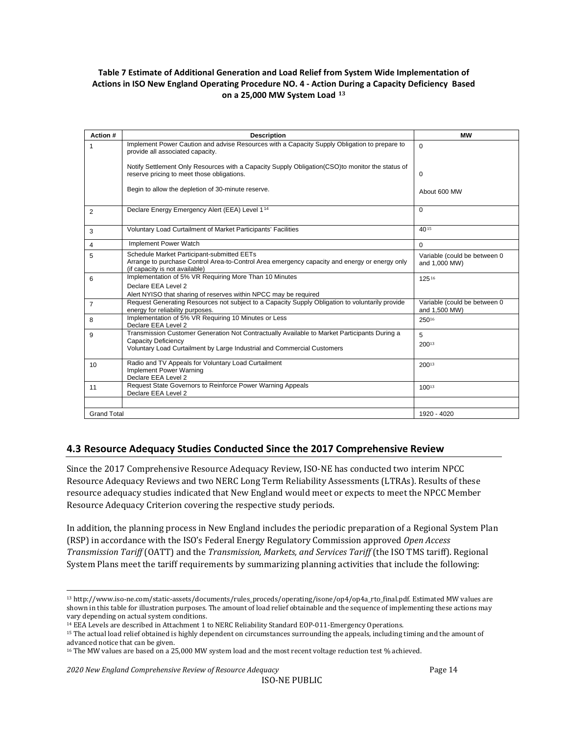**Table 7 Estimate of Additional Generation and Load Relief from System Wide Implementation of Actions in ISO New England Operating Procedure NO. 4 - Action During a Capacity Deficiency Based on a 25,000 MW System Load [13]**

| Action # | Description | MW |
|---|---|---|
| 1 | Implement Power Caution and advise Resources with a Capacity Supply Obligation to prepare to provide all associated capacity.<br><br>Notify Settlement Only Resources with a Capacity Supply Obligation(CSO)to monitor the status of reserve pricing to meet those obligations.<br><br>Begin to allow the depletion of 30-minute reserve. | 0<br><br>0<br><br>About 600 MW |
| 2 | Declare Energy Emergency Alert (EEA) Level 1[14] | 0 |
| 3 | Voluntary Load Curtailment of Market Participants' Facilities | 40[15] |
| 4 | Implement Power Watch | 0 |
| 5 | Schedule Market Participant-submitted EETs<br>Arrange to purchase Control Area-to-Control Area emergency capacity and energy or energy only (if capacity is not available) | Variable (could be between 0 and 1,000 MW) |
| 6 | Implementation of 5% VR Requiring More Than 10 Minutes<br>Declare EEA Level 2<br>Alert NYISO that sharing of reserves within NPCC may be required | 125[16] |
| 7 | Request Generating Resources not subject to a Capacity Supply Obligation to voluntarily provide energy for reliability purposes. | Variable (could be between 0 and 1,500 MW) |
| 8 | Implementation of 5% VR Requiring 10 Minutes or Less<br>Declare EEA Level 2 | 250[16] |
| 9 | Transmission Customer Generation Not Contractually Available to Market Participants During a Capacity Deficiency<br>Voluntary Load Curtailment by Large Industrial and Commercial Customers | 5<br>200[13] |
| 10 | Radio and TV Appeals for Voluntary Load Curtailment<br>Implement Power Warning<br>Declare EEA Level 2 | 200[13] |
| 11 | Request State Governors to Reinforce Power Warning Appeals<br>Declare EEA Level 2 | 100[13] |
| | | |
| Grand Total | | 1920 - 4020 |

## 4.3 Resource Adequacy Studies Conducted Since the 2017 Comprehensive Review

Since the 2017 Comprehensive Resource Adequacy Review, ISO-NE has conducted two interim NPCC Resource Adequacy Reviews and two NERC Long Term Reliability Assessments (LTRAs). Results of these resource adequacy studies indicated that New England would meet or expects to meet the NPCC Member Resource Adequacy Criterion covering the respective study periods.

In addition, the planning process in New England includes the periodic preparation of a Regional System Plan (RSP) in accordance with the ISO's Federal Energy Regulatory Commission approved *Open Access Transmission Tariff* (OATT) and the *Transmission, Markets, and Services Tariff* (the ISO TMS tariff). Regional System Plans meet the tariff requirements by summarizing planning activities that include the following:

---

[13] http://www.iso-ne.com/static-assets/documents/rules_proceds/operating/isone/op4/op4a_rto_final.pdf. Estimated MW values are shown in this table for illustration purposes. The amount of load relief obtainable and the sequence of implementing these actions may vary depending on actual system conditions.

[14] EEA Levels are described in Attachment 1 to NERC Reliability Standard EOP-011-Emergency Operations.

[15] The actual load relief obtained is highly dependent on circumstances surrounding the appeals, including timing and the amount of advanced notice that can be given.

[16] The MW values are based on a 25,000 MW system load and the most recent voltage reduction test % achieved.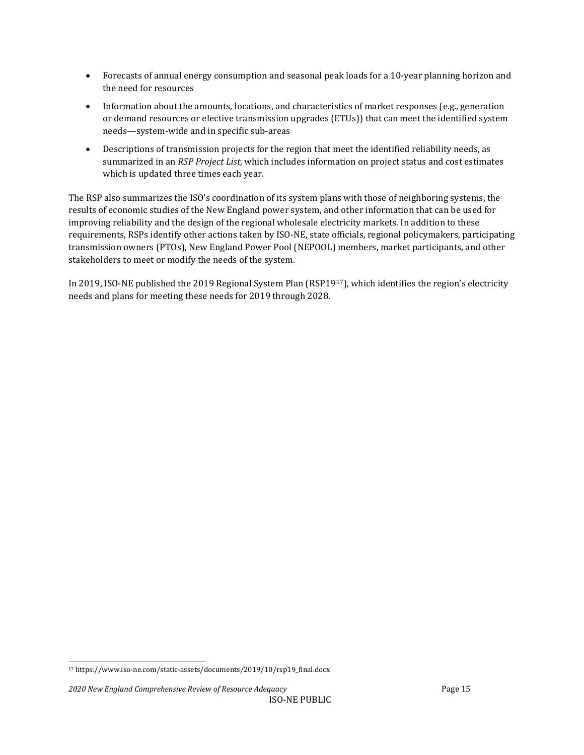- Forecasts of annual energy consumption and seasonal peak loads for a 10-year planning horizon and the need for resources
- Information about the amounts, locations, and characteristics of market responses (e.g., generation or demand resources or elective transmission upgrades (ETUs)) that can meet the identified system needs—system-wide and in specific sub-areas
- Descriptions of transmission projects for the region that meet the identified reliability needs, as summarized in an *RSP Project List*, which includes information on project status and cost estimates which is updated three times each year.

The RSP also summarizes the ISO's coordination of its system plans with those of neighboring systems, the results of economic studies of the New England power system, and other information that can be used for improving reliability and the design of the regional wholesale electricity markets. In addition to these requirements, RSPs identify other actions taken by ISO-NE, state officials, regional policymakers, participating transmission owners (PTOs), New England Power Pool (NEPOOL) members, market participants, and other stakeholders to meet or modify the needs of the system.

In 2019, ISO-NE published the 2019 Regional System Plan (RSP19[17]), which identifies the region's electricity needs and plans for meeting these needs for 2019 through 2028.

[17] https://www.iso-ne.com/static-assets/documents/2019/10/rsp19_final.docx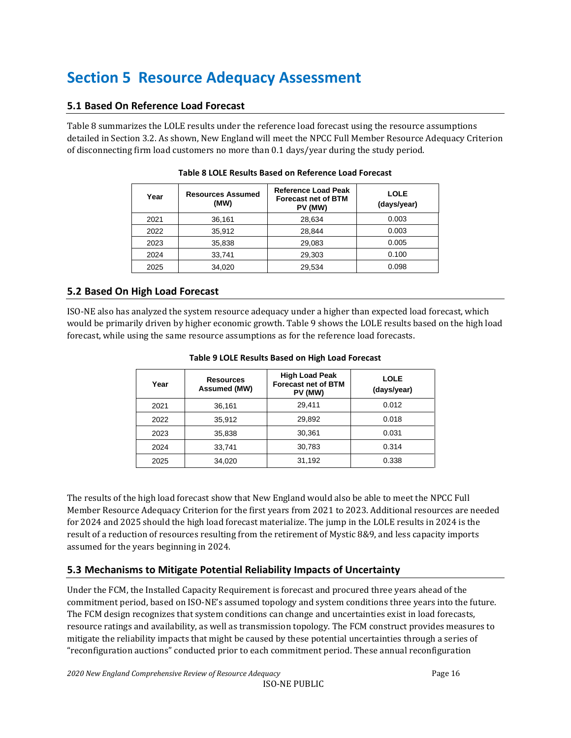# Section 5 Resource Adequacy Assessment

## 5.1 Based On Reference Load Forecast

Table 8 summarizes the LOLE results under the reference load forecast using the resource assumptions detailed in Section 3.2. As shown, New England will meet the NPCC Full Member Resource Adequacy Criterion of disconnecting firm load customers no more than 0.1 days/year during the study period.

**Table 8 LOLE Results Based on Reference Load Forecast**

| Year | Resources Assumed (MW) | Reference Load Peak Forecast net of BTM PV (MW) | LOLE (days/year) |
|---|---|---|---|
| 2021 | 36,161 | 28,634 | 0.003 |
| 2022 | 35,912 | 28,844 | 0.003 |
| 2023 | 35,838 | 29,083 | 0.005 |
| 2024 | 33,741 | 29,303 | 0.100 |
| 2025 | 34,020 | 29,534 | 0.098 |

## 5.2 Based On High Load Forecast

ISO-NE also has analyzed the system resource adequacy under a higher than expected load forecast, which would be primarily driven by higher economic growth. Table 9 shows the LOLE results based on the high load forecast, while using the same resource assumptions as for the reference load forecasts.

**Table 9 LOLE Results Based on High Load Forecast**

| Year | Resources Assumed (MW) | High Load Peak Forecast net of BTM PV (MW) | LOLE (days/year) |
|---|---|---|---|
| 2021 | 36,161 | 29,411 | 0.012 |
| 2022 | 35,912 | 29,892 | 0.018 |
| 2023 | 35,838 | 30,361 | 0.031 |
| 2024 | 33,741 | 30,783 | 0.314 |
| 2025 | 34,020 | 31,192 | 0.338 |

The results of the high load forecast show that New England would also be able to meet the NPCC Full Member Resource Adequacy Criterion for the first years from 2021 to 2023. Additional resources are needed for 2024 and 2025 should the high load forecast materialize. The jump in the LOLE results in 2024 is the result of a reduction of resources resulting from the retirement of Mystic 8&9, and less capacity imports assumed for the years beginning in 2024.

## 5.3 Mechanisms to Mitigate Potential Reliability Impacts of Uncertainty

Under the FCM, the Installed Capacity Requirement is forecast and procured three years ahead of the commitment period, based on ISO-NE's assumed topology and system conditions three years into the future. The FCM design recognizes that system conditions can change and uncertainties exist in load forecasts, resource ratings and availability, as well as transmission topology. The FCM construct provides measures to mitigate the reliability impacts that might be caused by these potential uncertainties through a series of "reconfiguration auctions" conducted prior to each commitment period. These annual reconfiguration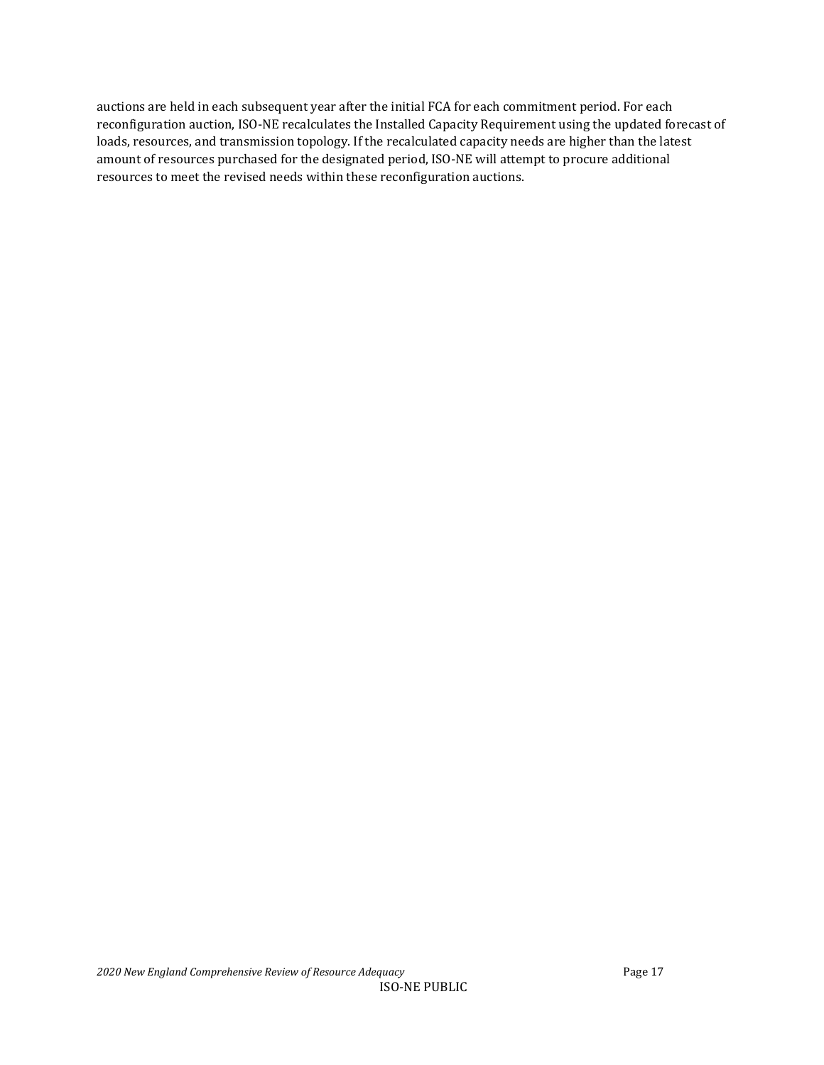auctions are held in each subsequent year after the initial FCA for each commitment period. For each reconfiguration auction, ISO-NE recalculates the Installed Capacity Requirement using the updated forecast of loads, resources, and transmission topology. If the recalculated capacity needs are higher than the latest amount of resources purchased for the designated period, ISO-NE will attempt to procure additional resources to meet the revised needs within these reconfiguration auctions.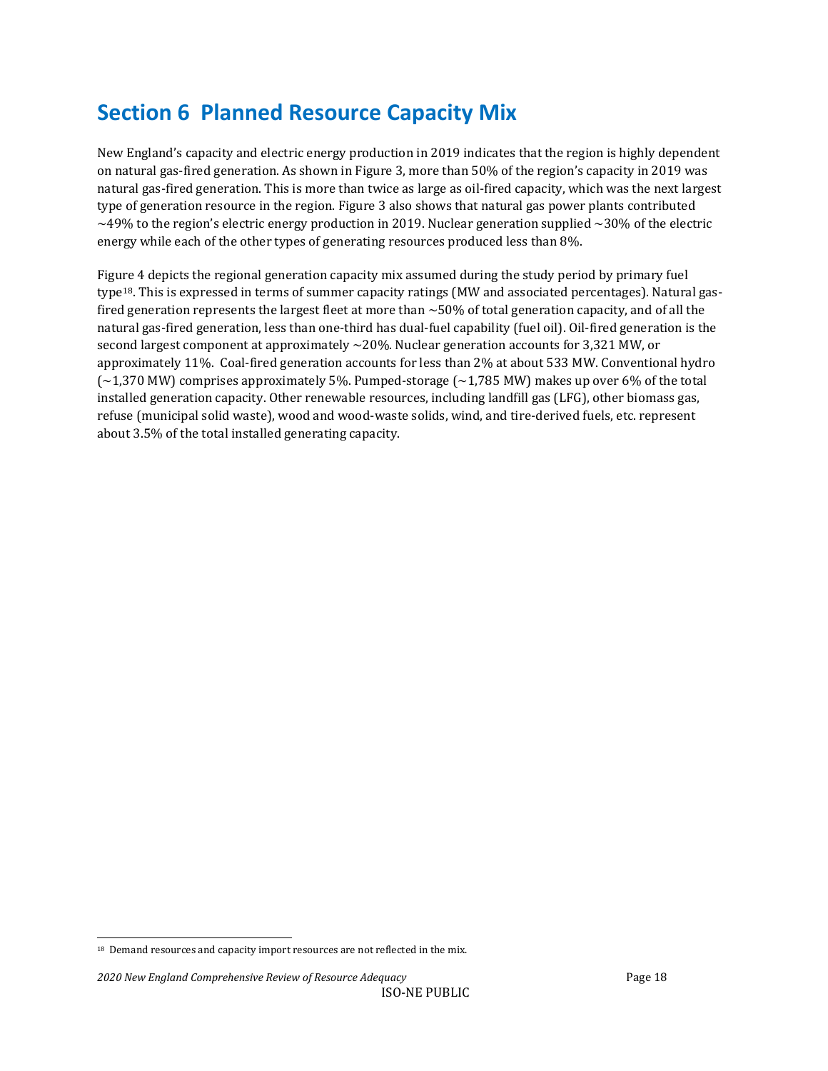# Section 6 Planned Resource Capacity Mix

New England's capacity and electric energy production in 2019 indicates that the region is highly dependent on natural gas-fired generation. As shown in Figure 3, more than 50% of the region's capacity in 2019 was natural gas-fired generation. This is more than twice as large as oil-fired capacity, which was the next largest type of generation resource in the region. Figure 3 also shows that natural gas power plants contributed ~49% to the region's electric energy production in 2019. Nuclear generation supplied ~30% of the electric energy while each of the other types of generating resources produced less than 8%.

Figure 4 depicts the regional generation capacity mix assumed during the study period by primary fuel type[18]. This is expressed in terms of summer capacity ratings (MW and associated percentages). Natural gas-fired generation represents the largest fleet at more than ~50% of total generation capacity, and of all the natural gas-fired generation, less than one-third has dual-fuel capability (fuel oil). Oil-fired generation is the second largest component at approximately ~20%. Nuclear generation accounts for 3,321 MW, or approximately 11%. Coal-fired generation accounts for less than 2% at about 533 MW. Conventional hydro (~1,370 MW) comprises approximately 5%. Pumped-storage (~1,785 MW) makes up over 6% of the total installed generation capacity. Other renewable resources, including landfill gas (LFG), other biomass gas, refuse (municipal solid waste), wood and wood-waste solids, wind, and tire-derived fuels, etc. represent about 3.5% of the total installed generating capacity.

[18] Demand resources and capacity import resources are not reflected in the mix.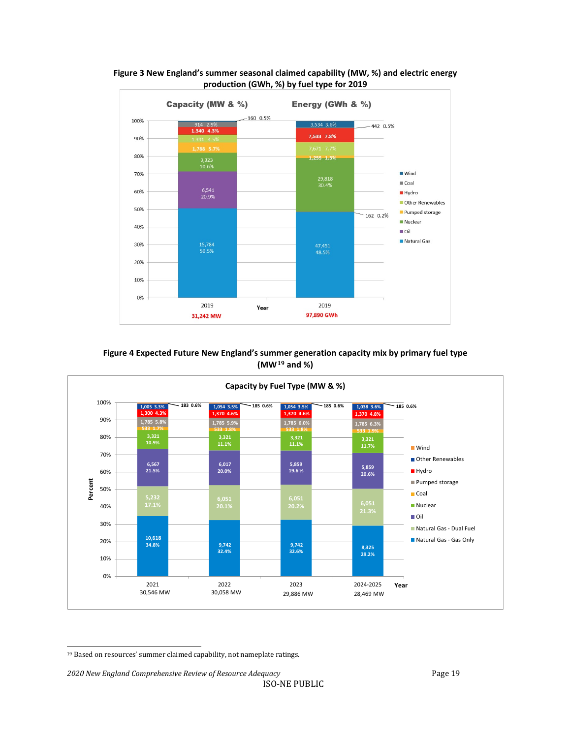**Figure 3 New England's summer seasonal claimed capability (MW, %) and electric energy production (GWh, %) by fuel type for 2019**

| Fuel Type | Capacity 2019 (MW) | Capacity % | Energy 2019 (GWh) | Energy % |
|---|---|---|---|---|
| Wind | 160 | 0.5% | 3,534 | 3.6% |
| Coal | 914 | 2.9% | 442 | 0.5% |
| Hydro | 1,340 | 4.3% | 7,533 | 7.8% |
| Other Renewables | 1,391 | 4.5% | 7,671 | 7.7% |
| Pumped storage | 1,788 | 5.7% | 1,255 | 1.3% |
| Nuclear | 3,323 | 10.6% | 29,818 | 30.4% |
| Oil | 6,541 | 20.9% | 162 | 0.2% |
| Natural Gas | 15,784 | 50.5% | 47,451 | 48.5% |
| **Total** | **31,242 MW** | | **97,890 GWh** | |

**Figure 4 Expected Future New England's summer generation capacity mix by primary fuel type (MW[19] and %)**

| Fuel Type | 2021 | 2022 | 2023 | 2024-2025 |
|---|---|---|---|---|
| Wind | 183 (0.6%) | 185 (0.6%) | 185 (0.6%) | 185 (0.6%) |
| Other Renewables | 1,005 (3.3%) | 1,054 (3.5%) | 1,054 (3.5%) | 1,038 (3.6%) |
| Hydro | 1,300 (4.3%) | 1,370 (4.6%) | 1,370 (4.6%) | 1,370 (4.8%) |
| Pumped storage | 1,785 (5.8%) | 1,785 (5.9%) | 1,785 (6.0%) | 1,785 (6.3%) |
| Coal | 533 (1.7%) | 533 (1.8%) | 533 (1.8%) | 533 (1.9%) |
| Nuclear | 3,321 (10.9%) | 3,321 (11.1%) | 3,321 (11.1%) | 3,321 (11.7%) |
| Oil | 6,567 (21.5%) | 6,017 (20.0%) | 5,859 (19.6 %) | 5,859 (20.6%) |
| Natural Gas - Dual Fuel | 5,232 (17.1%) | 6,051 (20.1%) | 6,051 (20.2%) | 6,051 (21.3%) |
| Natural Gas - Gas Only | 10,618 (34.8%) | 9,742 (32.4%) | 9,742 (32.6%) | 8,325 (29.2%) |
| **Total** | **30,546 MW** | **30,058 MW** | **29,886 MW** | **28,469 MW** |

---

[19] Based on resources' summer claimed capability, not nameplate ratings.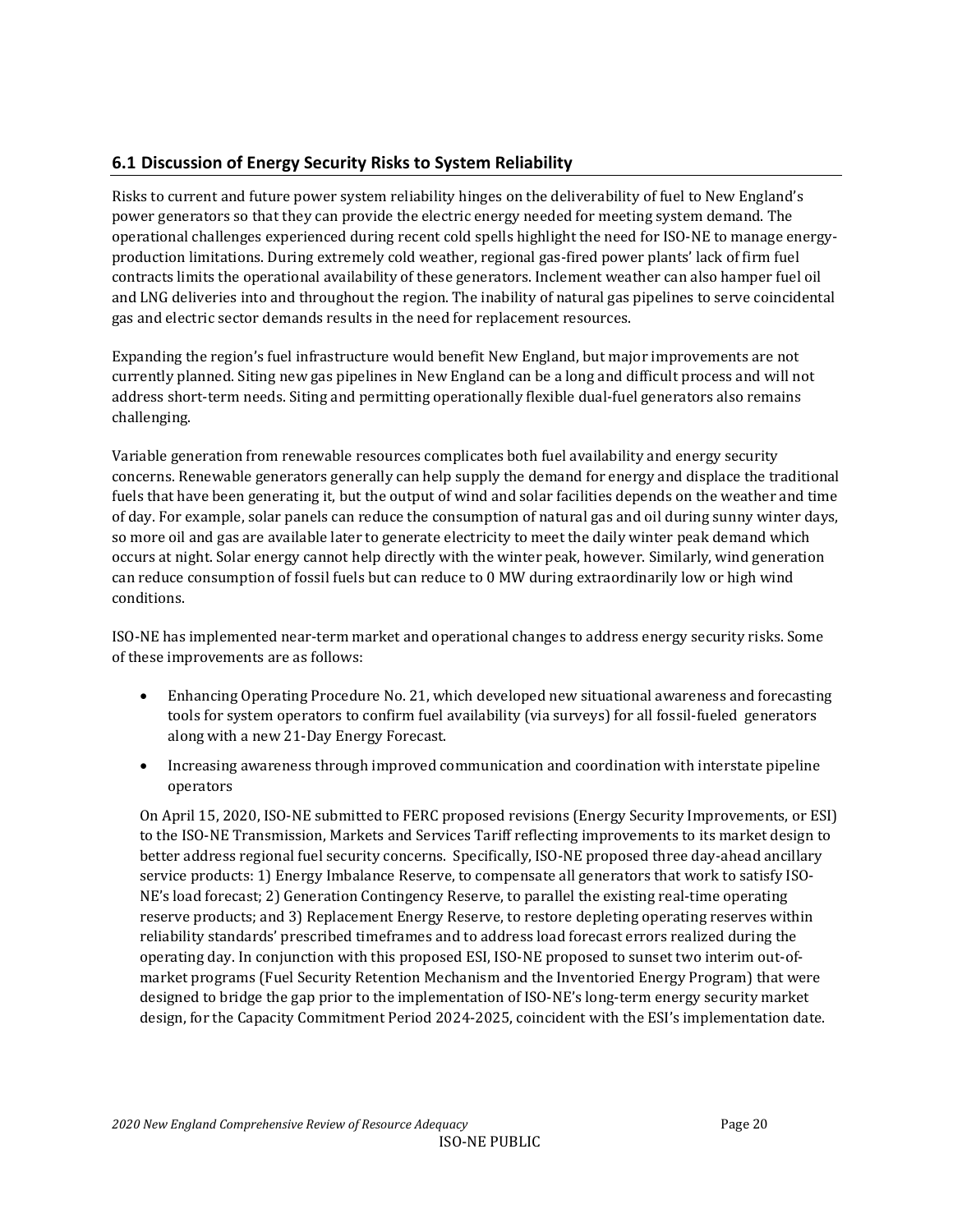## 6.1 Discussion of Energy Security Risks to System Reliability

Risks to current and future power system reliability hinges on the deliverability of fuel to New England's power generators so that they can provide the electric energy needed for meeting system demand. The operational challenges experienced during recent cold spells highlight the need for ISO-NE to manage energy-production limitations. During extremely cold weather, regional gas-fired power plants' lack of firm fuel contracts limits the operational availability of these generators. Inclement weather can also hamper fuel oil and LNG deliveries into and throughout the region. The inability of natural gas pipelines to serve coincidental gas and electric sector demands results in the need for replacement resources.

Expanding the region's fuel infrastructure would benefit New England, but major improvements are not currently planned. Siting new gas pipelines in New England can be a long and difficult process and will not address short-term needs. Siting and permitting operationally flexible dual-fuel generators also remains challenging.

Variable generation from renewable resources complicates both fuel availability and energy security concerns. Renewable generators generally can help supply the demand for energy and displace the traditional fuels that have been generating it, but the output of wind and solar facilities depends on the weather and time of day. For example, solar panels can reduce the consumption of natural gas and oil during sunny winter days, so more oil and gas are available later to generate electricity to meet the daily winter peak demand which occurs at night. Solar energy cannot help directly with the winter peak, however. Similarly, wind generation can reduce consumption of fossil fuels but can reduce to 0 MW during extraordinarily low or high wind conditions.

ISO-NE has implemented near-term market and operational changes to address energy security risks. Some of these improvements are as follows:

- Enhancing Operating Procedure No. 21, which developed new situational awareness and forecasting tools for system operators to confirm fuel availability (via surveys) for all fossil-fueled generators along with a new 21-Day Energy Forecast.
- Increasing awareness through improved communication and coordination with interstate pipeline operators

On April 15, 2020, ISO-NE submitted to FERC proposed revisions (Energy Security Improvements, or ESI) to the ISO-NE Transmission, Markets and Services Tariff reflecting improvements to its market design to better address regional fuel security concerns. Specifically, ISO-NE proposed three day-ahead ancillary service products: 1) Energy Imbalance Reserve, to compensate all generators that work to satisfy ISO-NE's load forecast; 2) Generation Contingency Reserve, to parallel the existing real-time operating reserve products; and 3) Replacement Energy Reserve, to restore depleting operating reserves within reliability standards' prescribed timeframes and to address load forecast errors realized during the operating day. In conjunction with this proposed ESI, ISO-NE proposed to sunset two interim out-of-market programs (Fuel Security Retention Mechanism and the Inventoried Energy Program) that were designed to bridge the gap prior to the implementation of ISO-NE's long-term energy security market design, for the Capacity Commitment Period 2024-2025, coincident with the ESI's implementation date.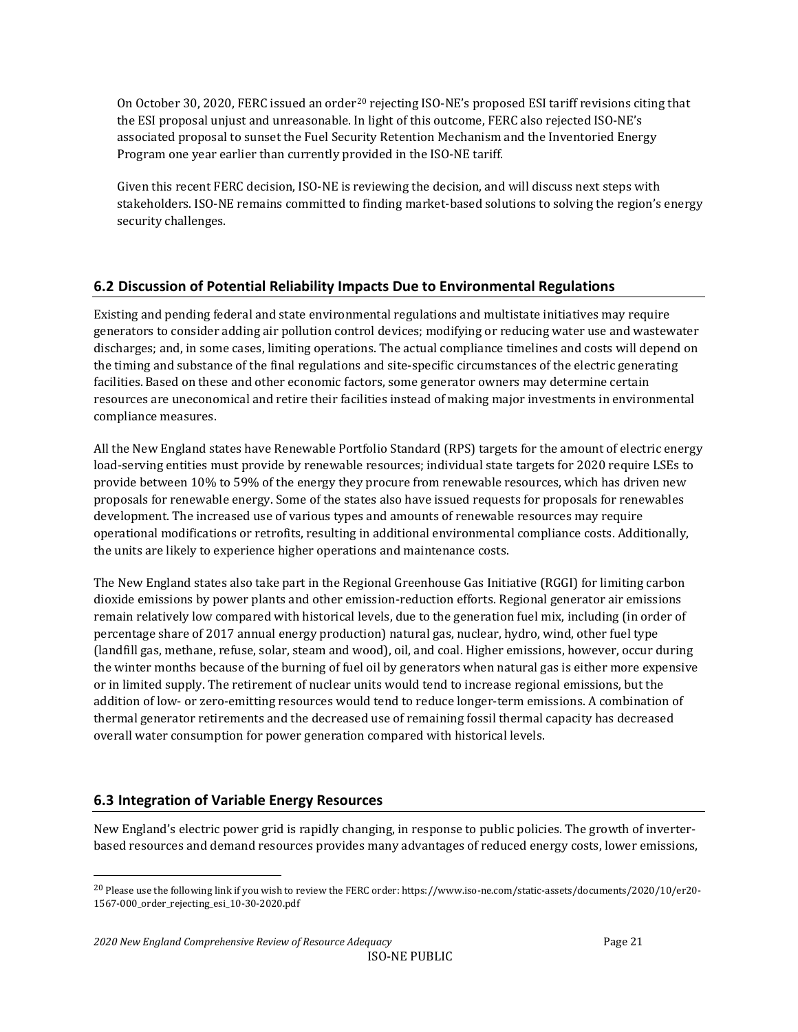On October 30, 2020, FERC issued an order[20] rejecting ISO-NE's proposed ESI tariff revisions citing that the ESI proposal unjust and unreasonable. In light of this outcome, FERC also rejected ISO-NE's associated proposal to sunset the Fuel Security Retention Mechanism and the Inventoried Energy Program one year earlier than currently provided in the ISO-NE tariff.

Given this recent FERC decision, ISO-NE is reviewing the decision, and will discuss next steps with stakeholders. ISO-NE remains committed to finding market-based solutions to solving the region's energy security challenges.

## 6.2 Discussion of Potential Reliability Impacts Due to Environmental Regulations

Existing and pending federal and state environmental regulations and multistate initiatives may require generators to consider adding air pollution control devices; modifying or reducing water use and wastewater discharges; and, in some cases, limiting operations. The actual compliance timelines and costs will depend on the timing and substance of the final regulations and site-specific circumstances of the electric generating facilities. Based on these and other economic factors, some generator owners may determine certain resources are uneconomical and retire their facilities instead of making major investments in environmental compliance measures.

All the New England states have Renewable Portfolio Standard (RPS) targets for the amount of electric energy load-serving entities must provide by renewable resources; individual state targets for 2020 require LSEs to provide between 10% to 59% of the energy they procure from renewable resources, which has driven new proposals for renewable energy. Some of the states also have issued requests for proposals for renewables development. The increased use of various types and amounts of renewable resources may require operational modifications or retrofits, resulting in additional environmental compliance costs. Additionally, the units are likely to experience higher operations and maintenance costs.

The New England states also take part in the Regional Greenhouse Gas Initiative (RGGI) for limiting carbon dioxide emissions by power plants and other emission-reduction efforts. Regional generator air emissions remain relatively low compared with historical levels, due to the generation fuel mix, including (in order of percentage share of 2017 annual energy production) natural gas, nuclear, hydro, wind, other fuel type (landfill gas, methane, refuse, solar, steam and wood), oil, and coal. Higher emissions, however, occur during the winter months because of the burning of fuel oil by generators when natural gas is either more expensive or in limited supply. The retirement of nuclear units would tend to increase regional emissions, but the addition of low- or zero-emitting resources would tend to reduce longer-term emissions. A combination of thermal generator retirements and the decreased use of remaining fossil thermal capacity has decreased overall water consumption for power generation compared with historical levels.

## 6.3 Integration of Variable Energy Resources

New England's electric power grid is rapidly changing, in response to public policies. The growth of inverter-based resources and demand resources provides many advantages of reduced energy costs, lower emissions,

[20] Please use the following link if you wish to review the FERC order: https://www.iso-ne.com/static-assets/documents/2020/10/er20-1567-000_order_rejecting_esi_10-30-2020.pdf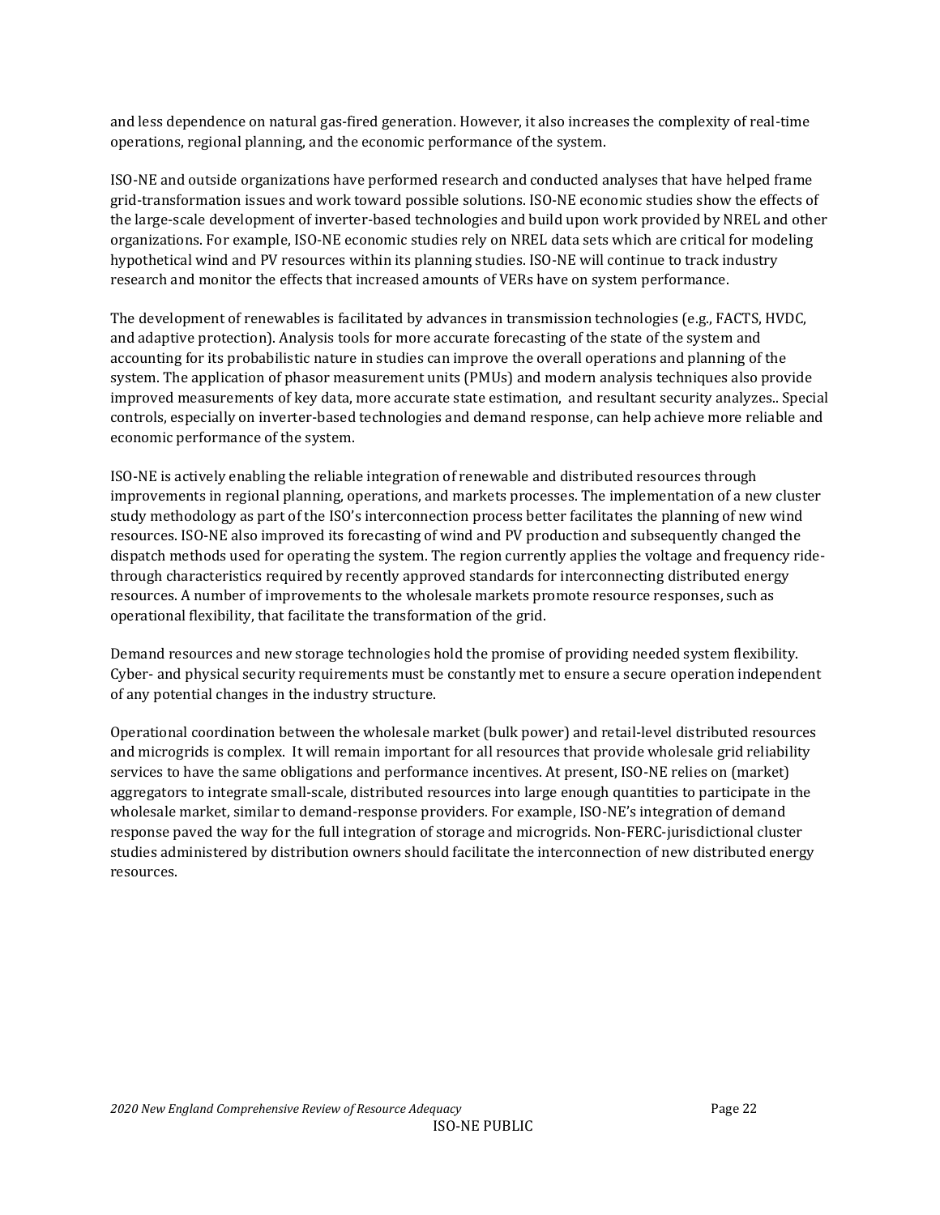and less dependence on natural gas-fired generation. However, it also increases the complexity of real-time operations, regional planning, and the economic performance of the system.

ISO-NE and outside organizations have performed research and conducted analyses that have helped frame grid-transformation issues and work toward possible solutions. ISO-NE economic studies show the effects of the large-scale development of inverter-based technologies and build upon work provided by NREL and other organizations. For example, ISO-NE economic studies rely on NREL data sets which are critical for modeling hypothetical wind and PV resources within its planning studies. ISO-NE will continue to track industry research and monitor the effects that increased amounts of VERs have on system performance.

The development of renewables is facilitated by advances in transmission technologies (e.g., FACTS, HVDC, and adaptive protection). Analysis tools for more accurate forecasting of the state of the system and accounting for its probabilistic nature in studies can improve the overall operations and planning of the system. The application of phasor measurement units (PMUs) and modern analysis techniques also provide improved measurements of key data, more accurate state estimation, and resultant security analyzes.. Special controls, especially on inverter-based technologies and demand response, can help achieve more reliable and economic performance of the system.

ISO-NE is actively enabling the reliable integration of renewable and distributed resources through improvements in regional planning, operations, and markets processes. The implementation of a new cluster study methodology as part of the ISO's interconnection process better facilitates the planning of new wind resources. ISO-NE also improved its forecasting of wind and PV production and subsequently changed the dispatch methods used for operating the system. The region currently applies the voltage and frequency ride-through characteristics required by recently approved standards for interconnecting distributed energy resources. A number of improvements to the wholesale markets promote resource responses, such as operational flexibility, that facilitate the transformation of the grid.

Demand resources and new storage technologies hold the promise of providing needed system flexibility. Cyber- and physical security requirements must be constantly met to ensure a secure operation independent of any potential changes in the industry structure.

Operational coordination between the wholesale market (bulk power) and retail-level distributed resources and microgrids is complex. It will remain important for all resources that provide wholesale grid reliability services to have the same obligations and performance incentives. At present, ISO-NE relies on (market) aggregators to integrate small-scale, distributed resources into large enough quantities to participate in the wholesale market, similar to demand-response providers. For example, ISO-NE's integration of demand response paved the way for the full integration of storage and microgrids. Non-FERC-jurisdictional cluster studies administered by distribution owners should facilitate the interconnection of new distributed energy resources.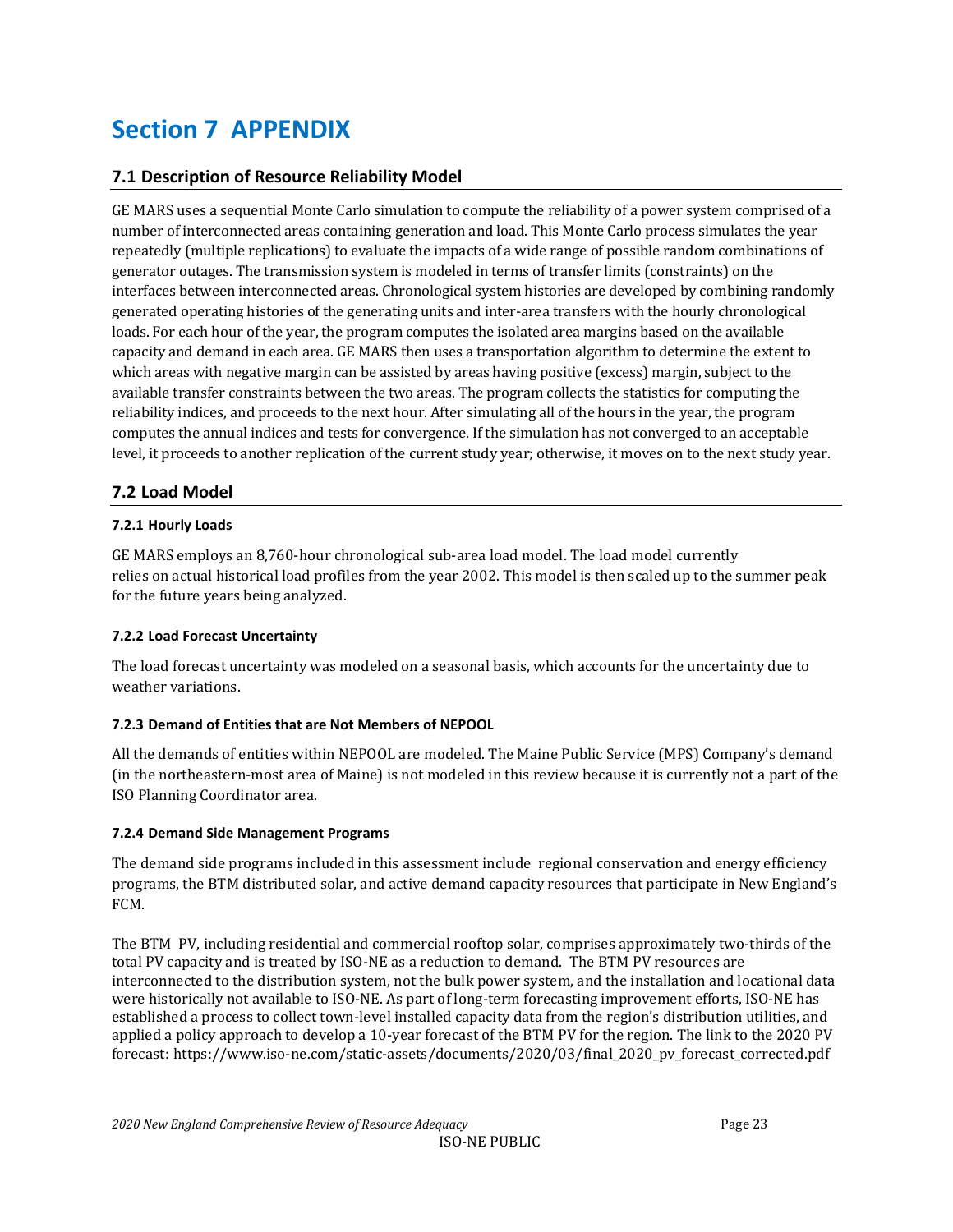# Section 7 APPENDIX

## 7.1 Description of Resource Reliability Model

GE MARS uses a sequential Monte Carlo simulation to compute the reliability of a power system comprised of a number of interconnected areas containing generation and load. This Monte Carlo process simulates the year repeatedly (multiple replications) to evaluate the impacts of a wide range of possible random combinations of generator outages. The transmission system is modeled in terms of transfer limits (constraints) on the interfaces between interconnected areas. Chronological system histories are developed by combining randomly generated operating histories of the generating units and inter-area transfers with the hourly chronological loads. For each hour of the year, the program computes the isolated area margins based on the available capacity and demand in each area. GE MARS then uses a transportation algorithm to determine the extent to which areas with negative margin can be assisted by areas having positive (excess) margin, subject to the available transfer constraints between the two areas. The program collects the statistics for computing the reliability indices, and proceeds to the next hour. After simulating all of the hours in the year, the program computes the annual indices and tests for convergence. If the simulation has not converged to an acceptable level, it proceeds to another replication of the current study year; otherwise, it moves on to the next study year.

## 7.2 Load Model

### 7.2.1 Hourly Loads

GE MARS employs an 8,760-hour chronological sub-area load model. The load model currently relies on actual historical load profiles from the year 2002. This model is then scaled up to the summer peak for the future years being analyzed.

### 7.2.2 Load Forecast Uncertainty

The load forecast uncertainty was modeled on a seasonal basis, which accounts for the uncertainty due to weather variations.

### 7.2.3 Demand of Entities that are Not Members of NEPOOL

All the demands of entities within NEPOOL are modeled. The Maine Public Service (MPS) Company's demand (in the northeastern-most area of Maine) is not modeled in this review because it is currently not a part of the ISO Planning Coordinator area.

### 7.2.4 Demand Side Management Programs

The demand side programs included in this assessment include regional conservation and energy efficiency programs, the BTM distributed solar, and active demand capacity resources that participate in New England's FCM.

The BTM PV, including residential and commercial rooftop solar, comprises approximately two-thirds of the total PV capacity and is treated by ISO-NE as a reduction to demand. The BTM PV resources are interconnected to the distribution system, not the bulk power system, and the installation and locational data were historically not available to ISO-NE. As part of long-term forecasting improvement efforts, ISO-NE has established a process to collect town-level installed capacity data from the region's distribution utilities, and applied a policy approach to develop a 10-year forecast of the BTM PV for the region. The link to the 2020 PV forecast: https://www.iso-ne.com/static-assets/documents/2020/03/final_2020_pv_forecast_corrected.pdf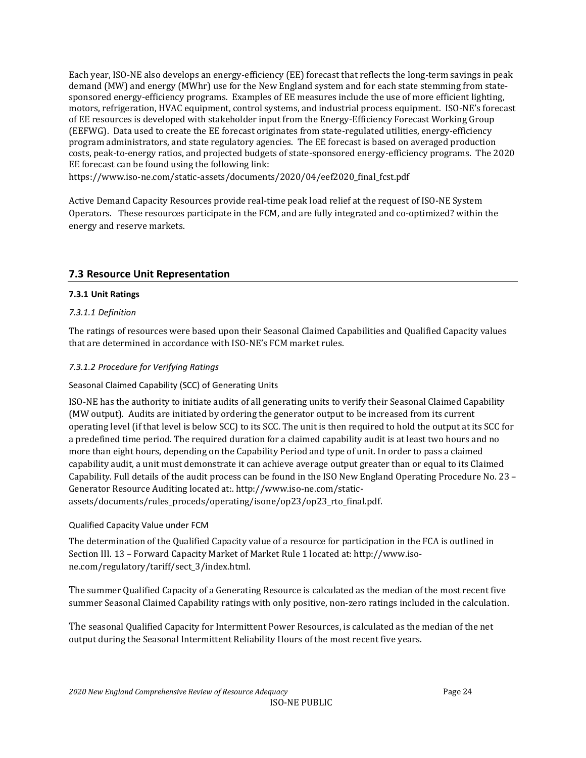Each year, ISO-NE also develops an energy-efficiency (EE) forecast that reflects the long-term savings in peak demand (MW) and energy (MWhr) use for the New England system and for each state stemming from state-sponsored energy-efficiency programs. Examples of EE measures include the use of more efficient lighting, motors, refrigeration, HVAC equipment, control systems, and industrial process equipment. ISO-NE's forecast of EE resources is developed with stakeholder input from the Energy-Efficiency Forecast Working Group (EEFWG). Data used to create the EE forecast originates from state-regulated utilities, energy-efficiency program administrators, and state regulatory agencies. The EE forecast is based on averaged production costs, peak-to-energy ratios, and projected budgets of state-sponsored energy-efficiency programs. The 2020 EE forecast can be found using the following link: https://www.iso-ne.com/static-assets/documents/2020/04/eef2020_final_fcst.pdf

Active Demand Capacity Resources provide real-time peak load relief at the request of ISO-NE System Operators. These resources participate in the FCM, and are fully integrated and co-optimized? within the energy and reserve markets.

## 7.3 Resource Unit Representation

#### 7.3.1 Unit Ratings

*7.3.1.1 Definition*

The ratings of resources were based upon their Seasonal Claimed Capabilities and Qualified Capacity values that are determined in accordance with ISO-NE's FCM market rules.

*7.3.1.2 Procedure for Verifying Ratings*

Seasonal Claimed Capability (SCC) of Generating Units

ISO-NE has the authority to initiate audits of all generating units to verify their Seasonal Claimed Capability (MW output). Audits are initiated by ordering the generator output to be increased from its current operating level (if that level is below SCC) to its SCC. The unit is then required to hold the output at its SCC for a predefined time period. The required duration for a claimed capability audit is at least two hours and no more than eight hours, depending on the Capability Period and type of unit. In order to pass a claimed capability audit, a unit must demonstrate it can achieve average output greater than or equal to its Claimed Capability. Full details of the audit process can be found in the ISO New England Operating Procedure No. 23 – Generator Resource Auditing located at:. http://www.iso-ne.com/static-assets/documents/rules_proceds/operating/isone/op23/op23_rto_final.pdf.

Qualified Capacity Value under FCM

The determination of the Qualified Capacity value of a resource for participation in the FCA is outlined in Section III. 13 – Forward Capacity Market of Market Rule 1 located at: http://www.iso-ne.com/regulatory/tariff/sect_3/index.html.

The summer Qualified Capacity of a Generating Resource is calculated as the median of the most recent five summer Seasonal Claimed Capability ratings with only positive, non-zero ratings included in the calculation.

The seasonal Qualified Capacity for Intermittent Power Resources, is calculated as the median of the net output during the Seasonal Intermittent Reliability Hours of the most recent five years.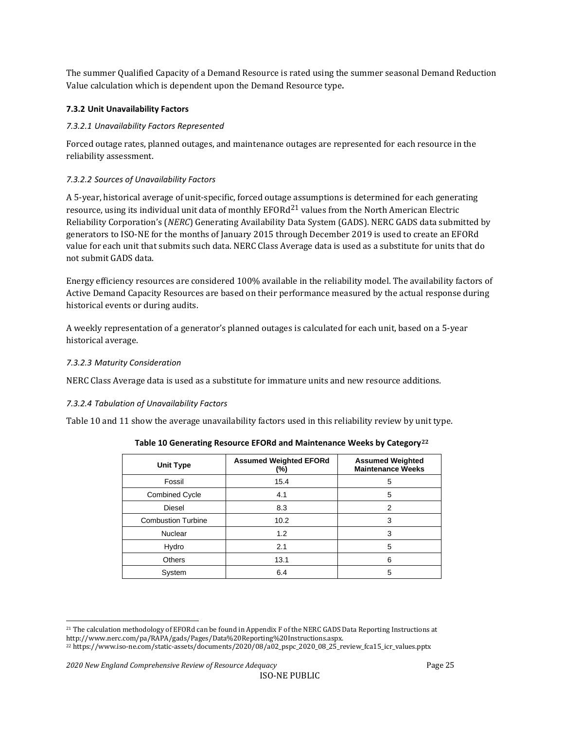The summer Qualified Capacity of a Demand Resource is rated using the summer seasonal Demand Reduction Value calculation which is dependent upon the Demand Resource type.

### 7.3.2 Unit Unavailability Factors

#### *7.3.2.1 Unavailability Factors Represented*

Forced outage rates, planned outages, and maintenance outages are represented for each resource in the reliability assessment.

#### *7.3.2.2 Sources of Unavailability Factors*

A 5-year, historical average of unit-specific, forced outage assumptions is determined for each generating resource, using its individual unit data of monthly EFORd[21] values from the North American Electric Reliability Corporation's (*NERC*) Generating Availability Data System (GADS). NERC GADS data submitted by generators to ISO-NE for the months of January 2015 through December 2019 is used to create an EFORd value for each unit that submits such data. NERC Class Average data is used as a substitute for units that do not submit GADS data.

Energy efficiency resources are considered 100% available in the reliability model. The availability factors of Active Demand Capacity Resources are based on their performance measured by the actual response during historical events or during audits.

A weekly representation of a generator's planned outages is calculated for each unit, based on a 5-year historical average.

#### *7.3.2.3 Maturity Consideration*

NERC Class Average data is used as a substitute for immature units and new resource additions.

#### *7.3.2.4 Tabulation of Unavailability Factors*

Table 10 and 11 show the average unavailability factors used in this reliability review by unit type.

**Table 10 Generating Resource EFORd and Maintenance Weeks by Category[22]**

| Unit Type | Assumed Weighted EFORd (%) | Assumed Weighted Maintenance Weeks |
|---|---|---|
| Fossil | 15.4 | 5 |
| Combined Cycle | 4.1 | 5 |
| Diesel | 8.3 | 2 |
| Combustion Turbine | 10.2 | 3 |
| Nuclear | 1.2 | 3 |
| Hydro | 2.1 | 5 |
| Others | 13.1 | 6 |
| System | 6.4 | 5 |

[21] The calculation methodology of EFORd can be found in Appendix F of the NERC GADS Data Reporting Instructions at http://www.nerc.com/pa/RAPA/gads/Pages/Data%20Reporting%20Instructions.aspx.

[22] https://www.iso-ne.com/static-assets/documents/2020/08/a02_pspc_2020_08_25_review_fca15_icr_values.pptx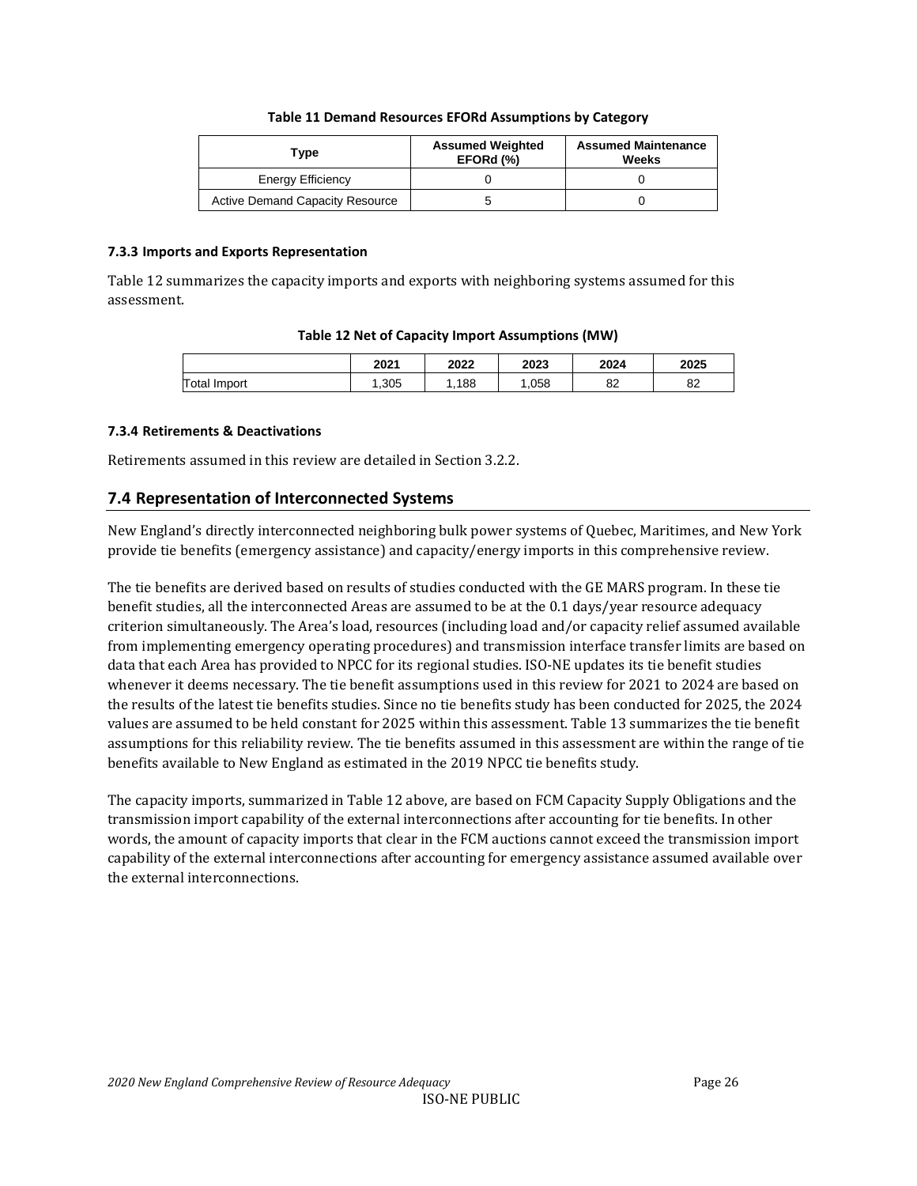**Table 11 Demand Resources EFORd Assumptions by Category**

| Type | Assumed Weighted EFORd (%) | Assumed Maintenance Weeks |
|---|---|---|
| Energy Efficiency | 0 | 0 |
| Active Demand Capacity Resource | 5 | 0 |

#### 7.3.3 Imports and Exports Representation

Table 12 summarizes the capacity imports and exports with neighboring systems assumed for this assessment.

**Table 12 Net of Capacity Import Assumptions (MW)**

| | 2021 | 2022 | 2023 | 2024 | 2025 |
|---|---|---|---|---|---|
| Total Import | 1,305 | 1,188 | 1,058 | 82 | 82 |

#### 7.3.4 Retirements & Deactivations

Retirements assumed in this review are detailed in Section 3.2.2.

## 7.4 Representation of Interconnected Systems

New England's directly interconnected neighboring bulk power systems of Quebec, Maritimes, and New York provide tie benefits (emergency assistance) and capacity/energy imports in this comprehensive review.

The tie benefits are derived based on results of studies conducted with the GE MARS program. In these tie benefit studies, all the interconnected Areas are assumed to be at the 0.1 days/year resource adequacy criterion simultaneously. The Area's load, resources (including load and/or capacity relief assumed available from implementing emergency operating procedures) and transmission interface transfer limits are based on data that each Area has provided to NPCC for its regional studies. ISO-NE updates its tie benefit studies whenever it deems necessary. The tie benefit assumptions used in this review for 2021 to 2024 are based on the results of the latest tie benefits studies. Since no tie benefits study has been conducted for 2025, the 2024 values are assumed to be held constant for 2025 within this assessment. Table 13 summarizes the tie benefit assumptions for this reliability review. The tie benefits assumed in this assessment are within the range of tie benefits available to New England as estimated in the 2019 NPCC tie benefits study.

The capacity imports, summarized in Table 12 above, are based on FCM Capacity Supply Obligations and the transmission import capability of the external interconnections after accounting for tie benefits. In other words, the amount of capacity imports that clear in the FCM auctions cannot exceed the transmission import capability of the external interconnections after accounting for emergency assistance assumed available over the external interconnections.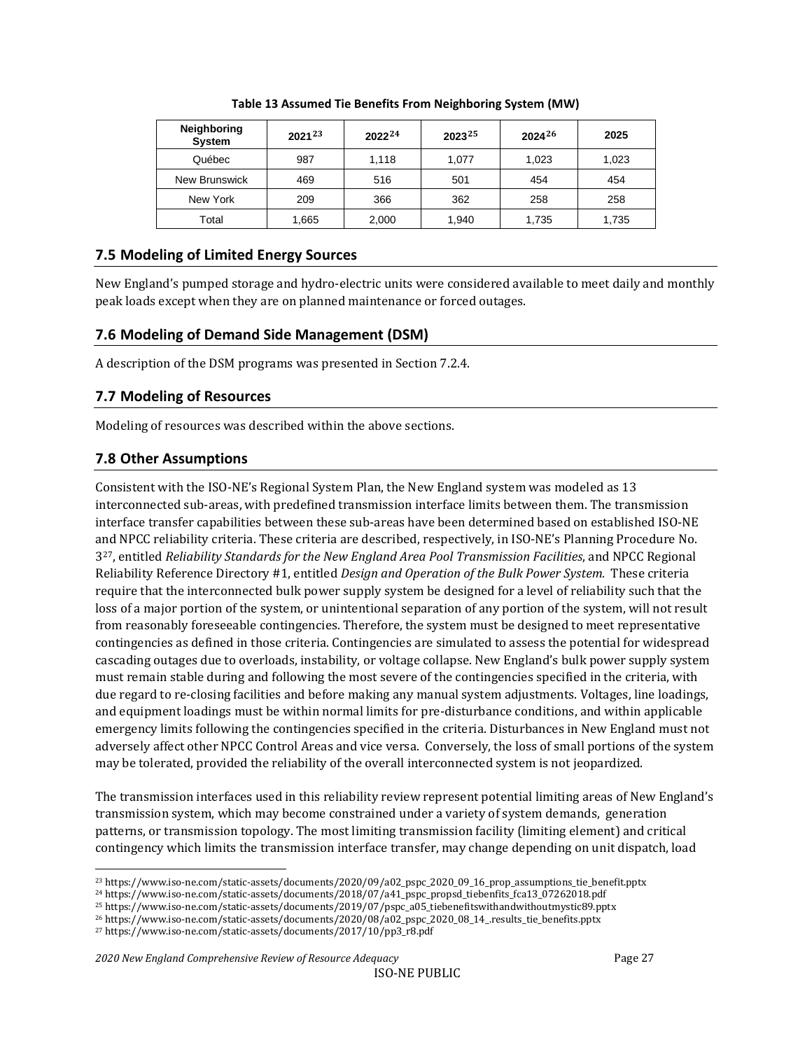**Table 13 Assumed Tie Benefits From Neighboring System (MW)**

| Neighboring System | 2021[23] | 2022[24] | 2023[25] | 2024[26] | 2025 |
|---|---|---|---|---|---|
| Québec | 987 | 1,118 | 1,077 | 1,023 | 1,023 |
| New Brunswick | 469 | 516 | 501 | 454 | 454 |
| New York | 209 | 366 | 362 | 258 | 258 |
| Total | 1,665 | 2,000 | 1,940 | 1,735 | 1,735 |

## 7.5 Modeling of Limited Energy Sources

New England's pumped storage and hydro-electric units were considered available to meet daily and monthly peak loads except when they are on planned maintenance or forced outages.

## 7.6 Modeling of Demand Side Management (DSM)

A description of the DSM programs was presented in Section 7.2.4.

## 7.7 Modeling of Resources

Modeling of resources was described within the above sections.

## 7.8 Other Assumptions

Consistent with the ISO-NE's Regional System Plan, the New England system was modeled as 13 interconnected sub-areas, with predefined transmission interface limits between them. The transmission interface transfer capabilities between these sub-areas have been determined based on established ISO-NE and NPCC reliability criteria. These criteria are described, respectively, in ISO-NE's Planning Procedure No. 3[27], entitled *Reliability Standards for the New England Area Pool Transmission Facilities*, and NPCC Regional Reliability Reference Directory #1, entitled *Design and Operation of the Bulk Power System.* These criteria require that the interconnected bulk power supply system be designed for a level of reliability such that the loss of a major portion of the system, or unintentional separation of any portion of the system, will not result from reasonably foreseeable contingencies. Therefore, the system must be designed to meet representative contingencies as defined in those criteria. Contingencies are simulated to assess the potential for widespread cascading outages due to overloads, instability, or voltage collapse. New England's bulk power supply system must remain stable during and following the most severe of the contingencies specified in the criteria, with due regard to re-closing facilities and before making any manual system adjustments. Voltages, line loadings, and equipment loadings must be within normal limits for pre-disturbance conditions, and within applicable emergency limits following the contingencies specified in the criteria. Disturbances in New England must not adversely affect other NPCC Control Areas and vice versa. Conversely, the loss of small portions of the system may be tolerated, provided the reliability of the overall interconnected system is not jeopardized.

The transmission interfaces used in this reliability review represent potential limiting areas of New England's transmission system, which may become constrained under a variety of system demands, generation patterns, or transmission topology. The most limiting transmission facility (limiting element) and critical contingency which limits the transmission interface transfer, may change depending on unit dispatch, load

---

[23] https://www.iso-ne.com/static-assets/documents/2020/09/a02_pspc_2020_09_16_prop_assumptions_tie_benefit.pptx

[24] https://www.iso-ne.com/static-assets/documents/2018/07/a41_pspc_propsd_tiebenfits_fca13_07262018.pdf

[25] https://www.iso-ne.com/static-assets/documents/2019/07/pspc_a05_tiebenefitswithandwithoutmystic89.pptx

[26] https://www.iso-ne.com/static-assets/documents/2020/08/a02_pspc_2020_08_14_.results_tie_benefits.pptx

[27] https://www.iso-ne.com/static-assets/documents/2017/10/pp3_r8.pdf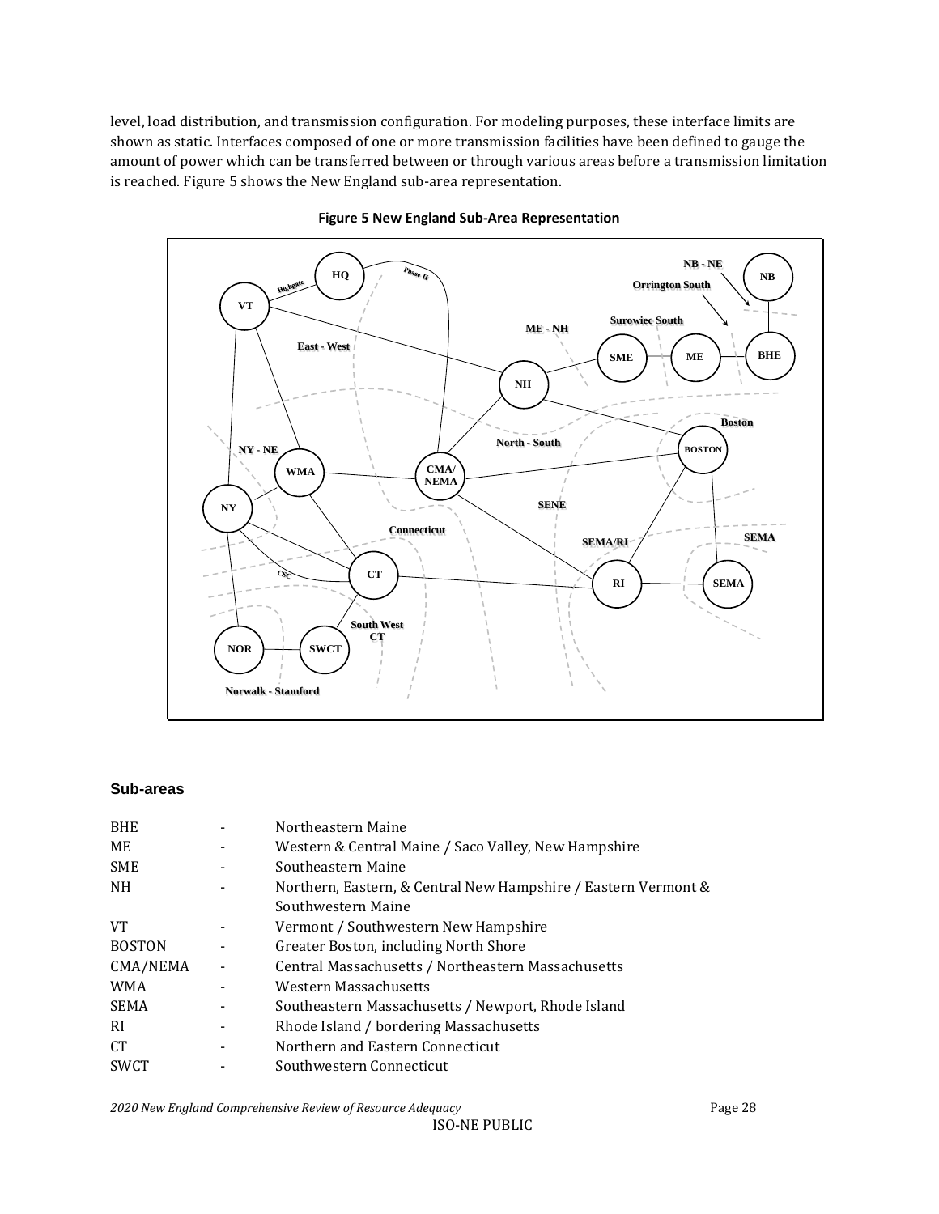level, load distribution, and transmission configuration. For modeling purposes, these interface limits are shown as static. Interfaces composed of one or more transmission facilities have been defined to gauge the amount of power which can be transferred between or through various areas before a transmission limitation is reached. Figure 5 shows the New England sub-area representation.

**Figure 5 New England Sub-Area Representation**

### Sub-areas

| | | |
|---|---|---|
| BHE | - | Northeastern Maine |
| ME | - | Western & Central Maine / Saco Valley, New Hampshire |
| SME | - | Southeastern Maine |
| NH | - | Northern, Eastern, & Central New Hampshire / Eastern Vermont & Southwestern Maine |
| VT | - | Vermont / Southwestern New Hampshire |
| BOSTON | - | Greater Boston, including North Shore |
| CMA/NEMA | - | Central Massachusetts / Northeastern Massachusetts |
| WMA | - | Western Massachusetts |
| SEMA | - | Southeastern Massachusetts / Newport, Rhode Island |
| RI | - | Rhode Island / bordering Massachusetts |
| CT | - | Northern and Eastern Connecticut |
| SWCT | - | Southwestern Connecticut |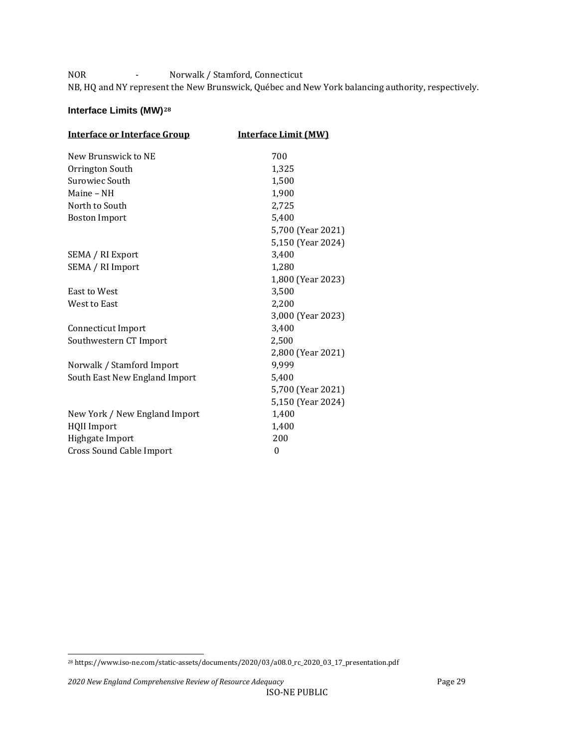NOR - Norwalk / Stamford, Connecticut

NB, HQ and NY represent the New Brunswick, Québec and New York balancing authority, respectively.

### Interface Limits (MW)[28]

| Interface or Interface Group | Interface Limit (MW) |
|---|---|
| New Brunswick to NE | 700 |
| Orrington South | 1,325 |
| Surowiec South | 1,500 |
| Maine – NH | 1,900 |
| North to South | 2,725 |
| Boston Import | 5,400<br>5,700 (Year 2021)<br>5,150 (Year 2024) |
| SEMA / RI Export | 3,400 |
| SEMA / RI Import | 1,280<br>1,800 (Year 2023) |
| East to West | 3,500 |
| West to East | 2,200<br>3,000 (Year 2023) |
| Connecticut Import | 3,400 |
| Southwestern CT Import | 2,500<br>2,800 (Year 2021) |
| Norwalk / Stamford Import | 9,999 |
| South East New England Import | 5,400<br>5,700 (Year 2021)<br>5,150 (Year 2024) |
| New York / New England Import | 1,400 |
| HQII Import | 1,400 |
| Highgate Import | 200 |
| Cross Sound Cable Import | 0 |

[28] https://www.iso-ne.com/static-assets/documents/2020/03/a08.0_rc_2020_03_17_presentation.pdf